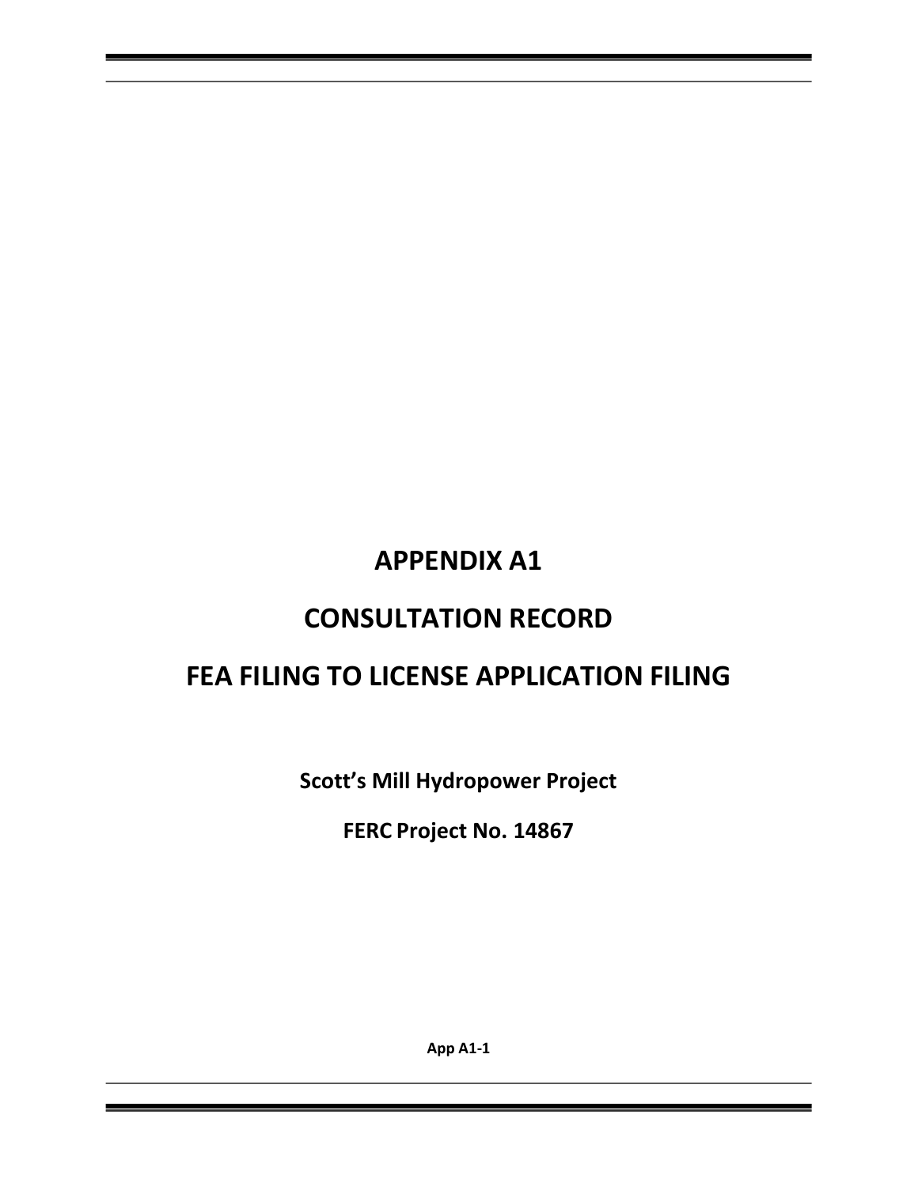# APPENDIX A1

# CONSULTATION RECORD

# FEA FILING TO LICENSE APPLICATION FILING

**Scott's Mill Hydropower Project**

**FERC Project No. 14867**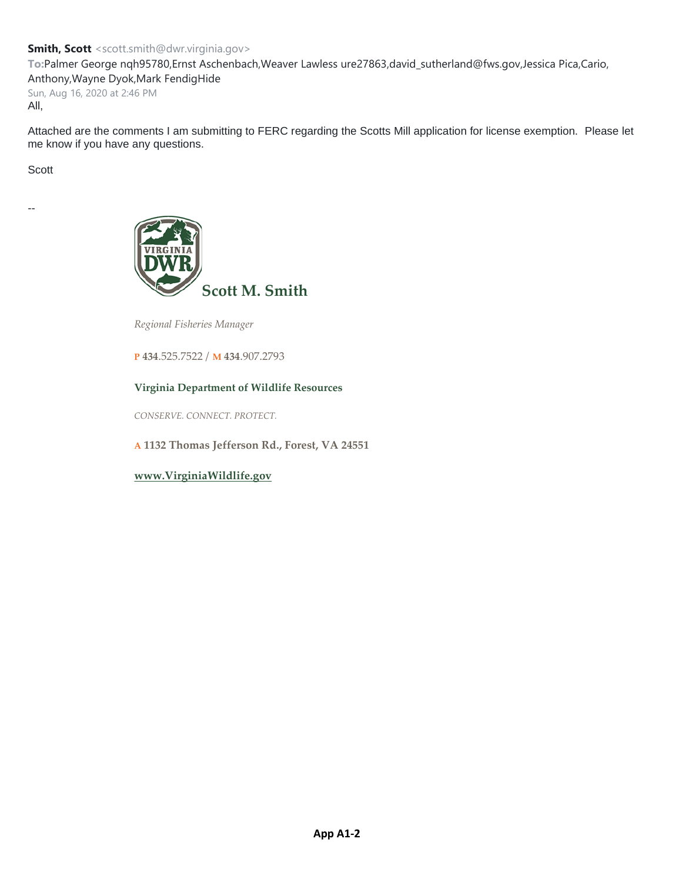**Smith, Scott** <scott.smith@dwr.virginia.gov>

**To:** Palmer George nqh95780,Ernst Aschenbach,Weaver Lawless ure27863,david_sutherland@fws.gov,Jessica Pica,Cario, Anthony,Wayne Dyok,Mark FendigHide

Sun, Aug 16, 2020 at 2:46 PM

All,

Attached are the comments I am submitting to FERC regarding the Scotts Mill application for license exemption. Please let me know if you have any questions.

Scott

--

**Scott M. Smith**

*Regional Fisheries Manager*

**P** 434.525.7522 / **M** 434.907.2793

**Virginia Department of Wildlife Resources**

*CONSERVE. CONNECT. PROTECT.*

**A 1132 Thomas Jefferson Rd., Forest, VA 24551**

**www.VirginiaWildlife.gov**

**App A1-2**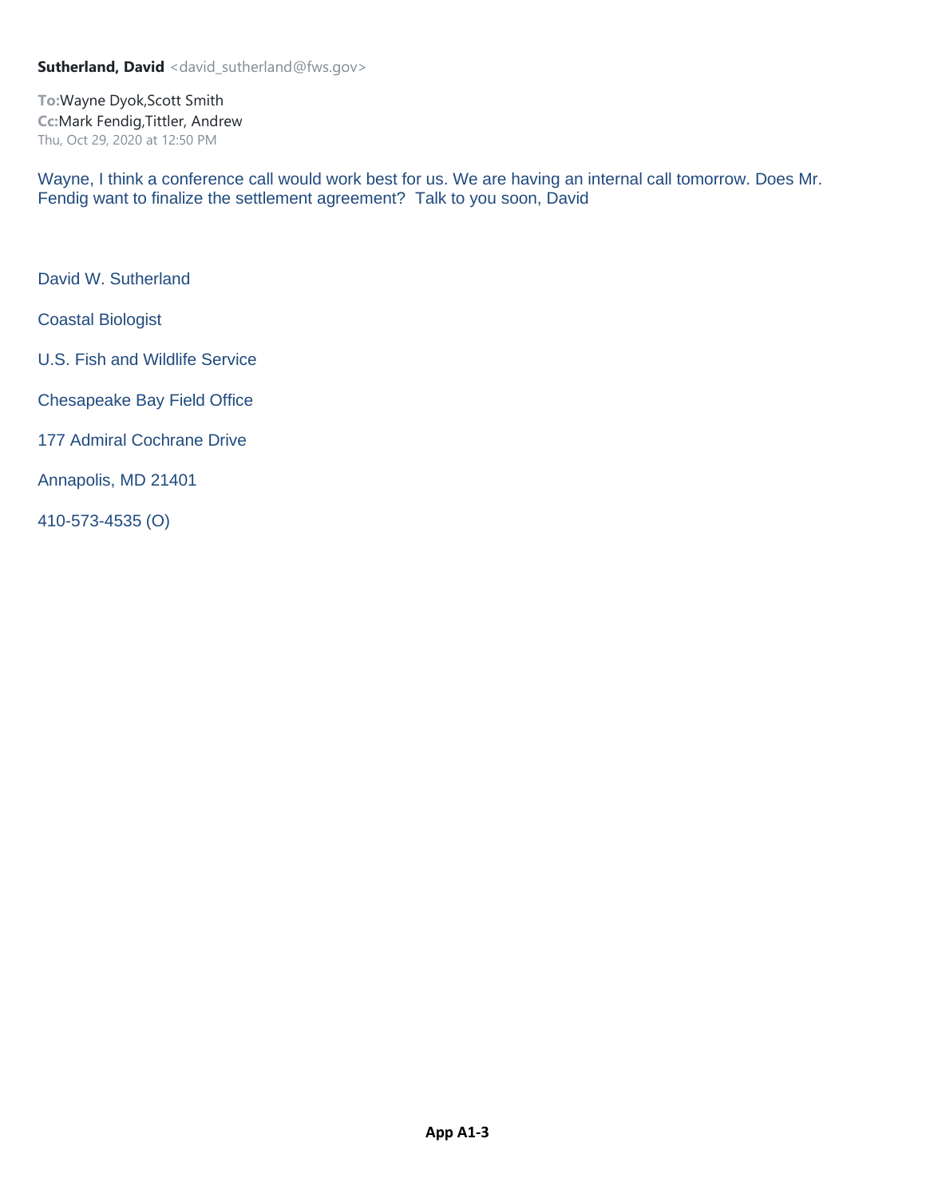**Sutherland, David** <david_sutherland@fws.gov>

**To:** Wayne Dyok,Scott Smith
**Cc:** Mark Fendig,Tittler, Andrew
Thu, Oct 29, 2020 at 12:50 PM

Wayne, I think a conference call would work best for us. We are having an internal call tomorrow. Does Mr. Fendig want to finalize the settlement agreement? Talk to you soon, David

David W. Sutherland

Coastal Biologist

U.S. Fish and Wildlife Service

Chesapeake Bay Field Office

177 Admiral Cochrane Drive

Annapolis, MD 21401

410-573-4535 (O)

**App A1-3**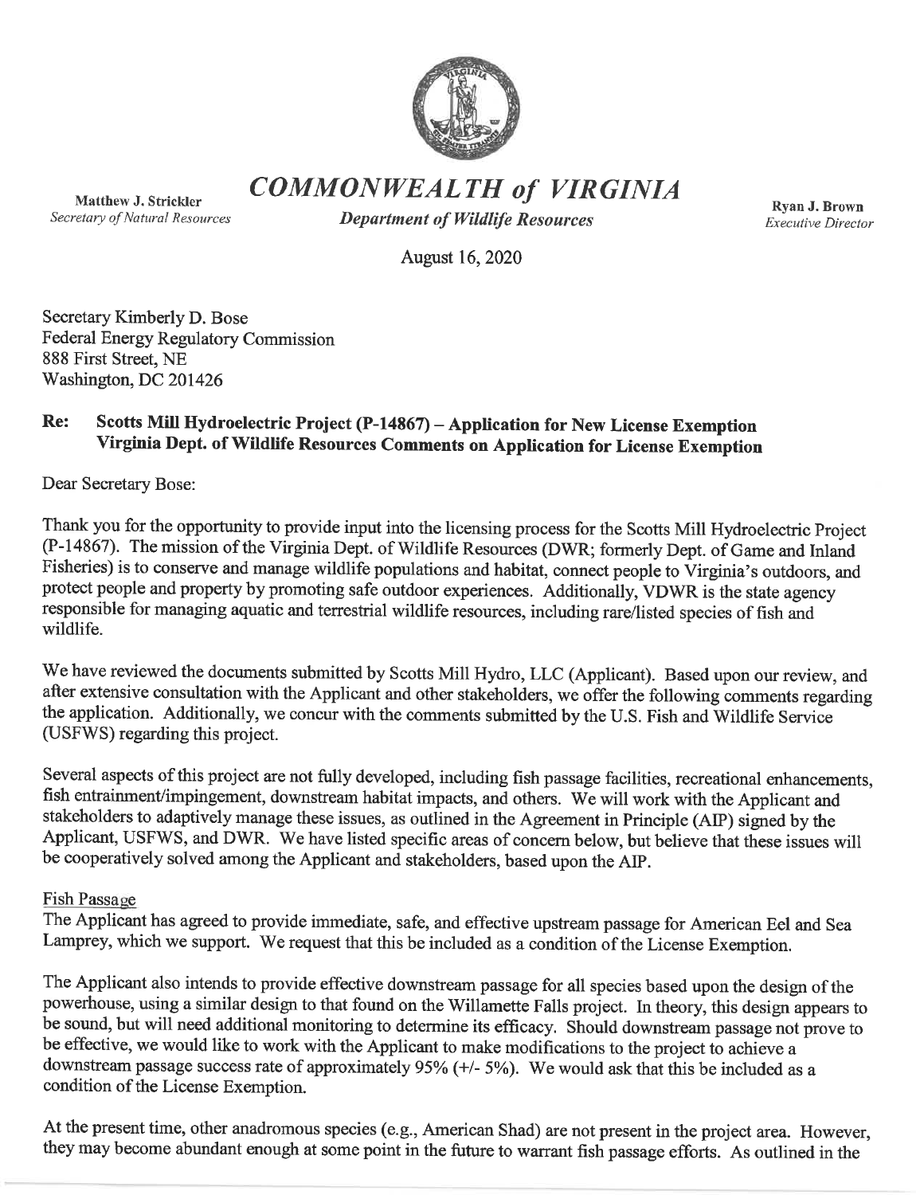# *COMMONWEALTH of VIRGINIA*

Matthew J. Strickler
*Secretary of Natural Resources*

***Department of Wildlife Resources***

Ryan J. Brown
*Executive Director*

August 16, 2020

Secretary Kimberly D. Bose
Federal Energy Regulatory Commission
888 First Street, NE
Washington, DC 201426

**Re: Scotts Mill Hydroelectric Project (P-14867) – Application for New License Exemption Virginia Dept. of Wildlife Resources Comments on Application for License Exemption**

Dear Secretary Bose:

Thank you for the opportunity to provide input into the licensing process for the Scotts Mill Hydroelectric Project (P-14867). The mission of the Virginia Dept. of Wildlife Resources (DWR; formerly Dept. of Game and Inland Fisheries) is to conserve and manage wildlife populations and habitat, connect people to Virginia's outdoors, and protect people and property by promoting safe outdoor experiences. Additionally, VDWR is the state agency responsible for managing aquatic and terrestrial wildlife resources, including rare/listed species of fish and wildlife.

We have reviewed the documents submitted by Scotts Mill Hydro, LLC (Applicant). Based upon our review, and after extensive consultation with the Applicant and other stakeholders, we offer the following comments regarding the application. Additionally, we concur with the comments submitted by the U.S. Fish and Wildlife Service (USFWS) regarding this project.

Several aspects of this project are not fully developed, including fish passage facilities, recreational enhancements, fish entrainment/impingement, downstream habitat impacts, and others. We will work with the Applicant and stakeholders to adaptively manage these issues, as outlined in the Agreement in Principle (AIP) signed by the Applicant, USFWS, and DWR. We have listed specific areas of concern below, but believe that these issues will be cooperatively solved among the Applicant and stakeholders, based upon the AIP.

Fish Passage

The Applicant has agreed to provide immediate, safe, and effective upstream passage for American Eel and Sea Lamprey, which we support. We request that this be included as a condition of the License Exemption.

The Applicant also intends to provide effective downstream passage for all species based upon the design of the powerhouse, using a similar design to that found on the Willamette Falls project. In theory, this design appears to be sound, but will need additional monitoring to determine its efficacy. Should downstream passage not prove to be effective, we would like to work with the Applicant to make modifications to the project to achieve a downstream passage success rate of approximately 95% (+/- 5%). We would ask that this be included as a condition of the License Exemption.

At the present time, other anadromous species (e.g., American Shad) are not present in the project area. However, they may become abundant enough at some point in the future to warrant fish passage efforts. As outlined in the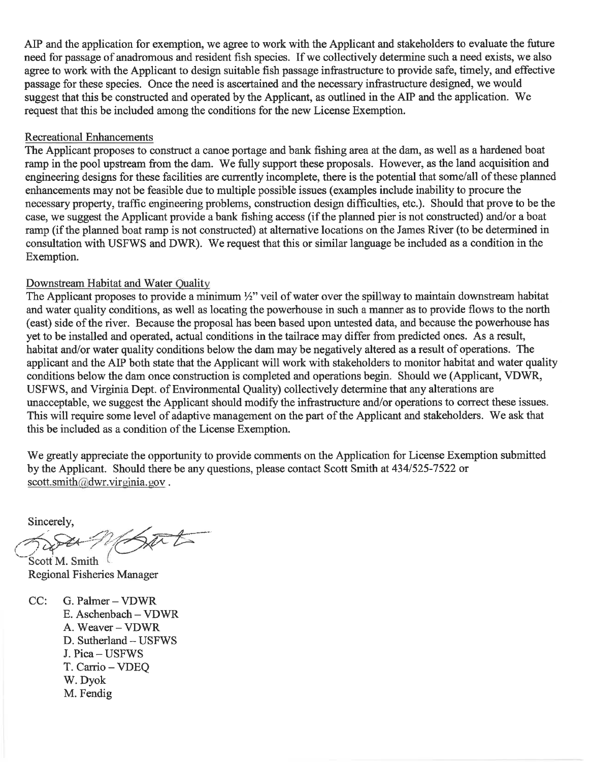AIP and the application for exemption, we agree to work with the Applicant and stakeholders to evaluate the future need for passage of anadromous and resident fish species. If we collectively determine such a need exists, we also agree to work with the Applicant to design suitable fish passage infrastructure to provide safe, timely, and effective passage for these species. Once the need is ascertained and the necessary infrastructure designed, we would suggest that this be constructed and operated by the Applicant, as outlined in the AIP and the application. We request that this be included among the conditions for the new License Exemption.

Recreational Enhancements

The Applicant proposes to construct a canoe portage and bank fishing area at the dam, as well as a hardened boat ramp in the pool upstream from the dam. We fully support these proposals. However, as the land acquisition and engineering designs for these facilities are currently incomplete, there is the potential that some/all of these planned enhancements may not be feasible due to multiple possible issues (examples include inability to procure the necessary property, traffic engineering problems, construction design difficulties, etc.). Should that prove to be the case, we suggest the Applicant provide a bank fishing access (if the planned pier is not constructed) and/or a boat ramp (if the planned boat ramp is not constructed) at alternative locations on the James River (to be determined in consultation with USFWS and DWR). We request that this or similar language be included as a condition in the Exemption.

Downstream Habitat and Water Quality

The Applicant proposes to provide a minimum ½" veil of water over the spillway to maintain downstream habitat and water quality conditions, as well as locating the powerhouse in such a manner as to provide flows to the north (east) side of the river. Because the proposal has been based upon untested data, and because the powerhouse has yet to be installed and operated, actual conditions in the tailrace may differ from predicted ones. As a result, habitat and/or water quality conditions below the dam may be negatively altered as a result of operations. The applicant and the AIP both state that the Applicant will work with stakeholders to monitor habitat and water quality conditions below the dam once construction is completed and operations begin. Should we (Applicant, VDWR, USFWS, and Virginia Dept. of Environmental Quality) collectively determine that any alterations are unacceptable, we suggest the Applicant should modify the infrastructure and/or operations to correct these issues. This will require some level of adaptive management on the part of the Applicant and stakeholders. We ask that this be included as a condition of the License Exemption.

We greatly appreciate the opportunity to provide comments on the Application for License Exemption submitted by the Applicant. Should there be any questions, please contact Scott Smith at 434/525-7522 or scott.smith@dwr.virginia.gov .

Sincerely,

Scott M. Smith
Regional Fisheries Manager

CC: G. Palmer – VDWR
E. Aschenbach – VDWR
A. Weaver – VDWR
D. Sutherland – USFWS
J. Pica – USFWS
T. Carrio – VDEQ
W. Dyok
M. Fendig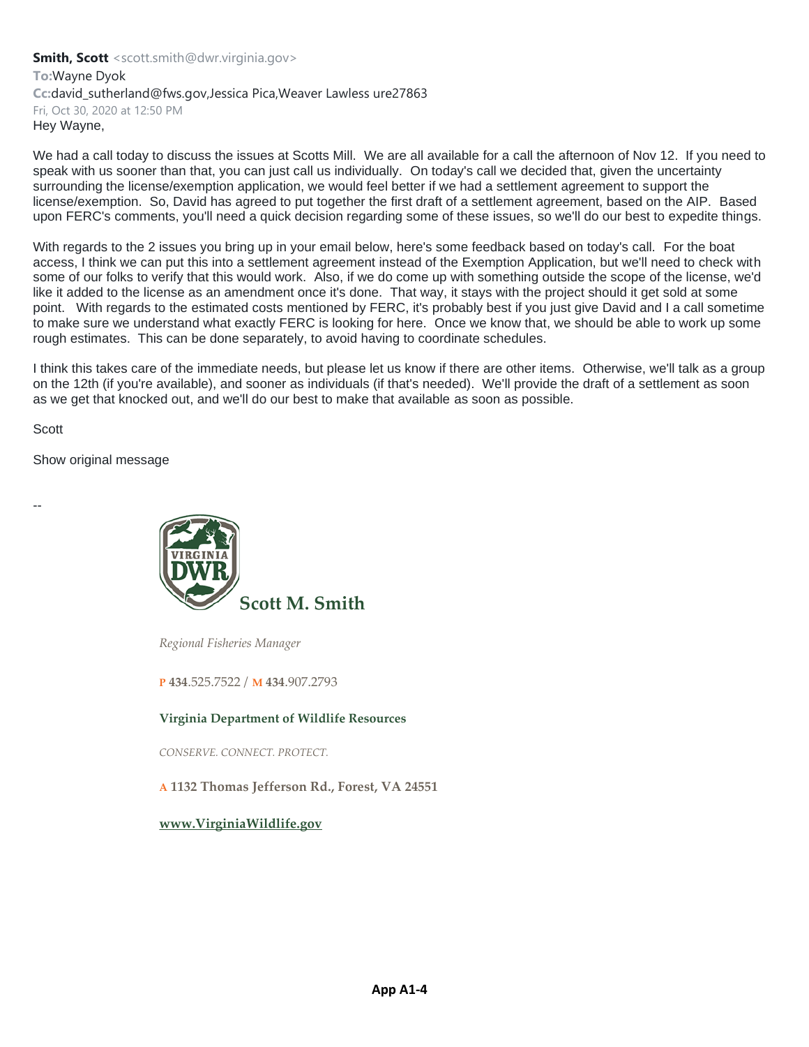**Smith, Scott** <scott.smith@dwr.virginia.gov>
**To:**Wayne Dyok
**Cc:**david_sutherland@fws.gov,Jessica Pica,Weaver Lawless ure27863
Fri, Oct 30, 2020 at 12:50 PM

Hey Wayne,

We had a call today to discuss the issues at Scotts Mill. We are all available for a call the afternoon of Nov 12. If you need to speak with us sooner than that, you can just call us individually. On today's call we decided that, given the uncertainty surrounding the license/exemption application, we would feel better if we had a settlement agreement to support the license/exemption. So, David has agreed to put together the first draft of a settlement agreement, based on the AIP. Based upon FERC's comments, you'll need a quick decision regarding some of these issues, so we'll do our best to expedite things.

With regards to the 2 issues you bring up in your email below, here's some feedback based on today's call. For the boat access, I think we can put this into a settlement agreement instead of the Exemption Application, but we'll need to check with some of our folks to verify that this would work. Also, if we do come up with something outside the scope of the license, we'd like it added to the license as an amendment once it's done. That way, it stays with the project should it get sold at some point. With regards to the estimated costs mentioned by FERC, it's probably best if you just give David and I a call sometime to make sure we understand what exactly FERC is looking for here. Once we know that, we should be able to work up some rough estimates. This can be done separately, to avoid having to coordinate schedules.

I think this takes care of the immediate needs, but please let us know if there are other items. Otherwise, we'll talk as a group on the 12th (if you're available), and sooner as individuals (if that's needed). We'll provide the draft of a settlement as soon as we get that knocked out, and we'll do our best to make that available as soon as possible.

Scott

Show original message

--

**Scott M. Smith**

*Regional Fisheries Manager*

P 434.525.7522 / M 434.907.2793

**Virginia Department of Wildlife Resources**

*CONSERVE. CONNECT. PROTECT.*

A **1132 Thomas Jefferson Rd., Forest, VA 24551**

**www.VirginiaWildlife.gov**

**App A1-4**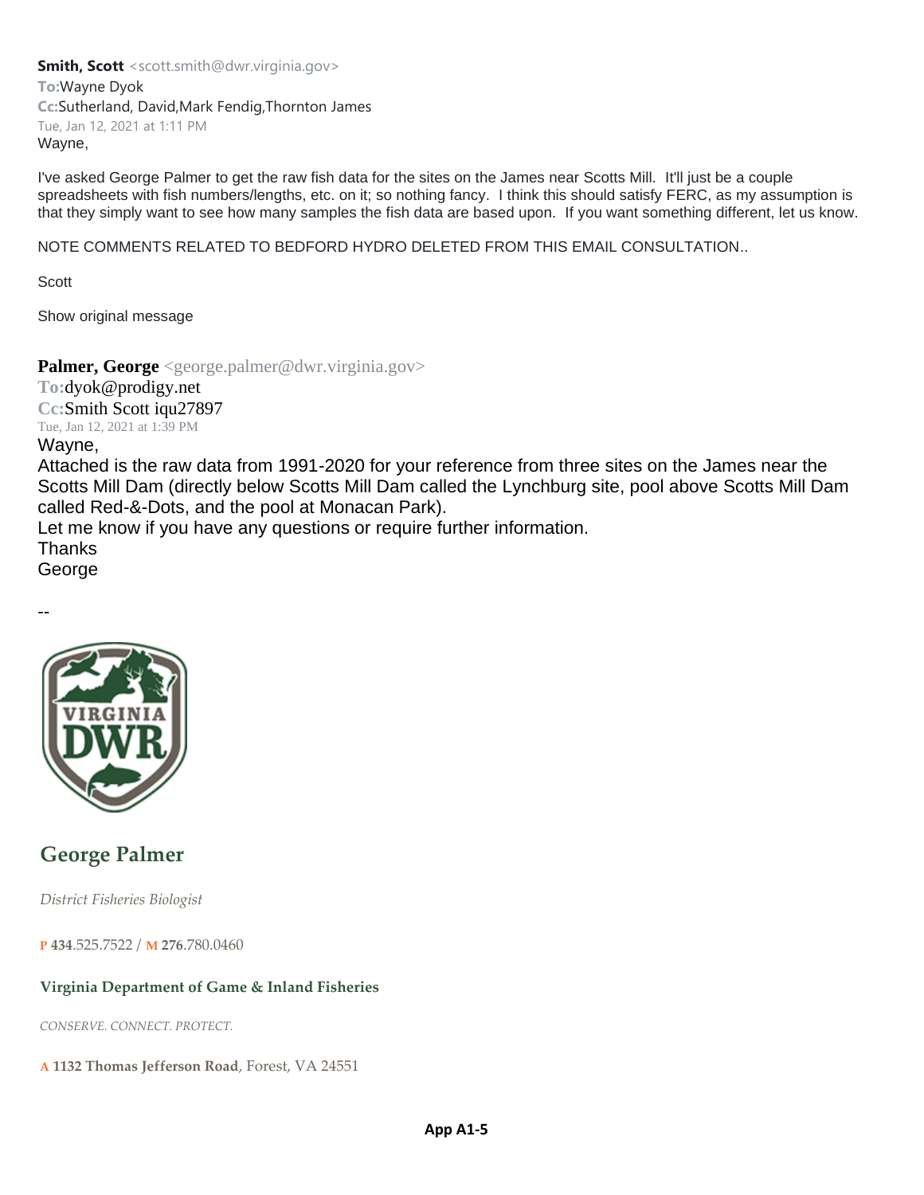**Smith, Scott** <scott.smith@dwr.virginia.gov>
**To:** Wayne Dyok
**Cc:** Sutherland, David, Mark Fendig, Thornton James
Tue, Jan 12, 2021 at 1:11 PM

Wayne,

I've asked George Palmer to get the raw fish data for the sites on the James near Scotts Mill. It'll just be a couple spreadsheets with fish numbers/lengths, etc. on it; so nothing fancy. I think this should satisfy FERC, as my assumption is that they simply want to see how many samples the fish data are based upon. If you want something different, let us know.

NOTE COMMENTS RELATED TO BEDFORD HYDRO DELETED FROM THIS EMAIL CONSULTATION..

Scott

Show original message

**Palmer, George** <george.palmer@dwr.virginia.gov>
**To:** dyok@prodigy.net
**Cc:** Smith Scott iqu27897
Tue, Jan 12, 2021 at 1:39 PM

Wayne,

Attached is the raw data from 1991-2020 for your reference from three sites on the James near the Scotts Mill Dam (directly below Scotts Mill Dam called the Lynchburg site, pool above Scotts Mill Dam called Red-&-Dots, and the pool at Monacan Park).

Let me know if you have any questions or require further information.

Thanks

George

--

**George Palmer**

*District Fisheries Biologist*

**P 434**.525.7522 / **M 276**.780.0460

**Virginia Department of Game & Inland Fisheries**

*CONSERVE. CONNECT. PROTECT.*

**A 1132 Thomas Jefferson Road**, Forest, VA 24551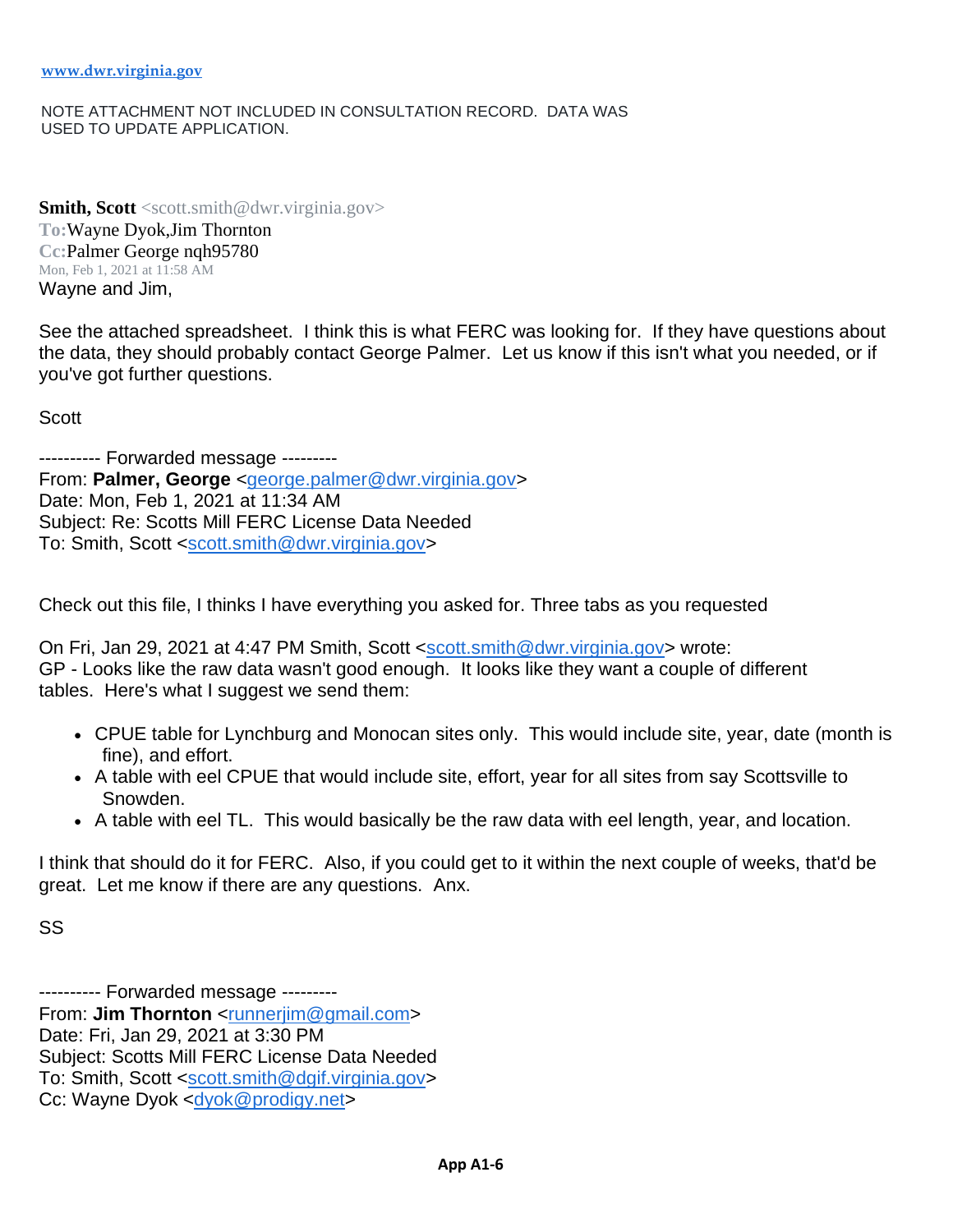www.dwr.virginia.gov

NOTE ATTACHMENT NOT INCLUDED IN CONSULTATION RECORD. DATA WAS USED TO UPDATE APPLICATION.

**Smith, Scott** <scott.smith@dwr.virginia.gov>
**To:** Wayne Dyok, Jim Thornton
**Cc:** Palmer George nqh95780
Mon, Feb 1, 2021 at 11:58 AM

Wayne and Jim,

See the attached spreadsheet. I think this is what FERC was looking for. If they have questions about the data, they should probably contact George Palmer. Let us know if this isn't what you needed, or if you've got further questions.

Scott

---------- Forwarded message ---------
From: **Palmer, George** <george.palmer@dwr.virginia.gov>
Date: Mon, Feb 1, 2021 at 11:34 AM
Subject: Re: Scotts Mill FERC License Data Needed
To: Smith, Scott <scott.smith@dwr.virginia.gov>

Check out this file, I thinks I have everything you asked for. Three tabs as you requested

On Fri, Jan 29, 2021 at 4:47 PM Smith, Scott <scott.smith@dwr.virginia.gov> wrote:
GP - Looks like the raw data wasn't good enough. It looks like they want a couple of different tables. Here's what I suggest we send them:

- CPUE table for Lynchburg and Monocan sites only. This would include site, year, date (month is fine), and effort.
- A table with eel CPUE that would include site, effort, year for all sites from say Scottsville to Snowden.
- A table with eel TL. This would basically be the raw data with eel length, year, and location.

I think that should do it for FERC. Also, if you could get to it within the next couple of weeks, that'd be great. Let me know if there are any questions. Anx.

SS

---------- Forwarded message ---------
From: **Jim Thornton** <runnerjim@gmail.com>
Date: Fri, Jan 29, 2021 at 3:30 PM
Subject: Scotts Mill FERC License Data Needed
To: Smith, Scott <scott.smith@dgif.virginia.gov>
Cc: Wayne Dyok <dyok@prodigy.net>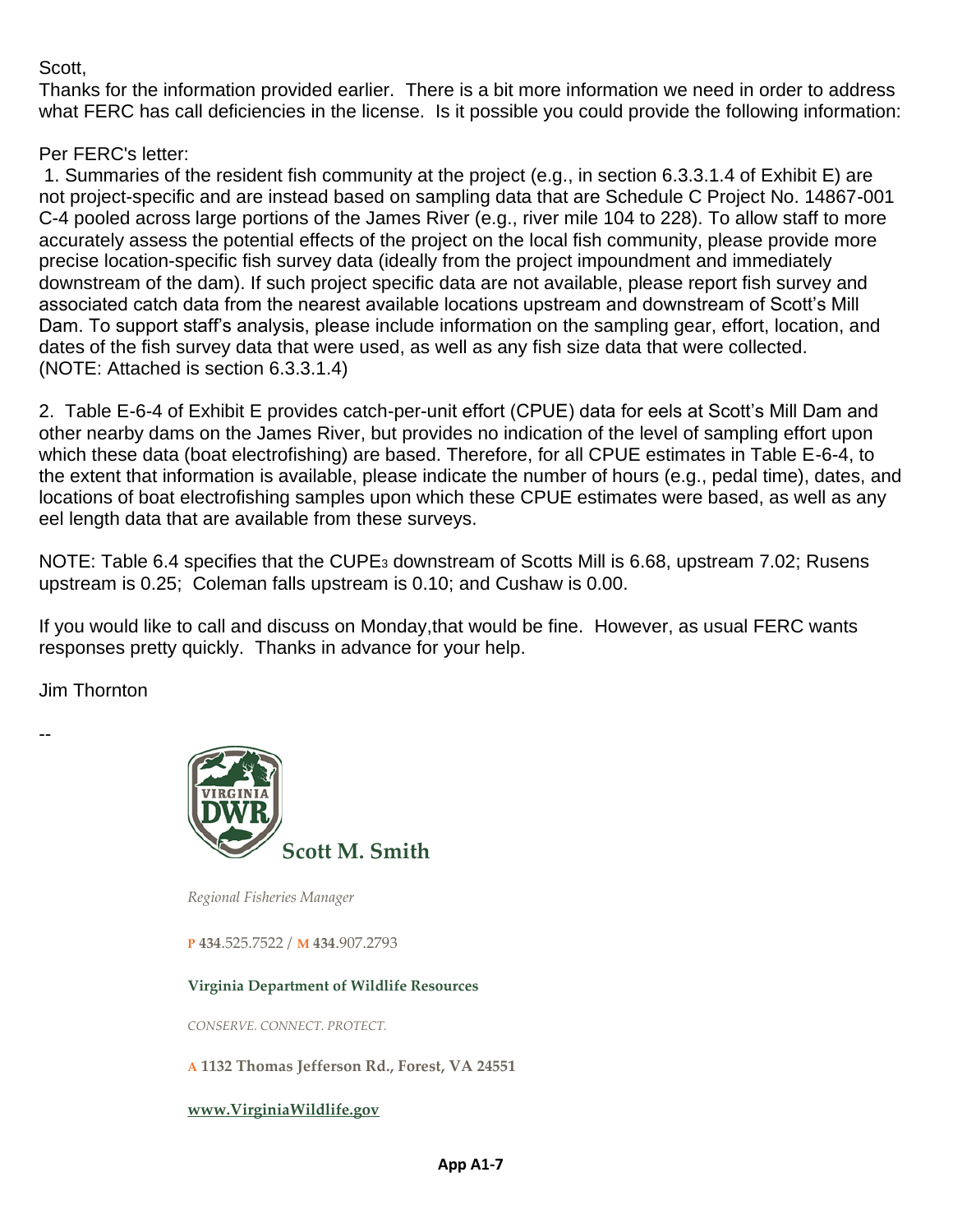Scott,

Thanks for the information provided earlier. There is a bit more information we need in order to address what FERC has call deficiencies in the license. Is it possible you could provide the following information:

Per FERC's letter:

1. Summaries of the resident fish community at the project (e.g., in section 6.3.3.1.4 of Exhibit E) are not project-specific and are instead based on sampling data that are Schedule C Project No. 14867-001 C-4 pooled across large portions of the James River (e.g., river mile 104 to 228). To allow staff to more accurately assess the potential effects of the project on the local fish community, please provide more precise location-specific fish survey data (ideally from the project impoundment and immediately downstream of the dam). If such project specific data are not available, please report fish survey and associated catch data from the nearest available locations upstream and downstream of Scott's Mill Dam. To support staff's analysis, please include information on the sampling gear, effort, location, and dates of the fish survey data that were used, as well as any fish size data that were collected. (NOTE: Attached is section 6.3.3.1.4)

2. Table E-6-4 of Exhibit E provides catch-per-unit effort (CPUE) data for eels at Scott's Mill Dam and other nearby dams on the James River, but provides no indication of the level of sampling effort upon which these data (boat electrofishing) are based. Therefore, for all CPUE estimates in Table E-6-4, to the extent that information is available, please indicate the number of hours (e.g., pedal time), dates, and locations of boat electrofishing samples upon which these CPUE estimates were based, as well as any eel length data that are available from these surveys.

NOTE: Table 6.4 specifies that the $CUPE_3$ downstream of Scotts Mill is 6.68, upstream 7.02; Rusens upstream is 0.25; Coleman falls upstream is 0.10; and Cushaw is 0.00.

If you would like to call and discuss on Monday,that would be fine. However, as usual FERC wants responses pretty quickly. Thanks in advance for your help.

Jim Thornton

--

VIRGINIA DWR

**Scott M. Smith**

*Regional Fisheries Manager*

P 434.525.7522 / M 434.907.2793

**Virginia Department of Wildlife Resources**

*CONSERVE. CONNECT. PROTECT.*

A **1132 Thomas Jefferson Rd., Forest, VA 24551**

**www.VirginiaWildlife.gov**

**App A1-7**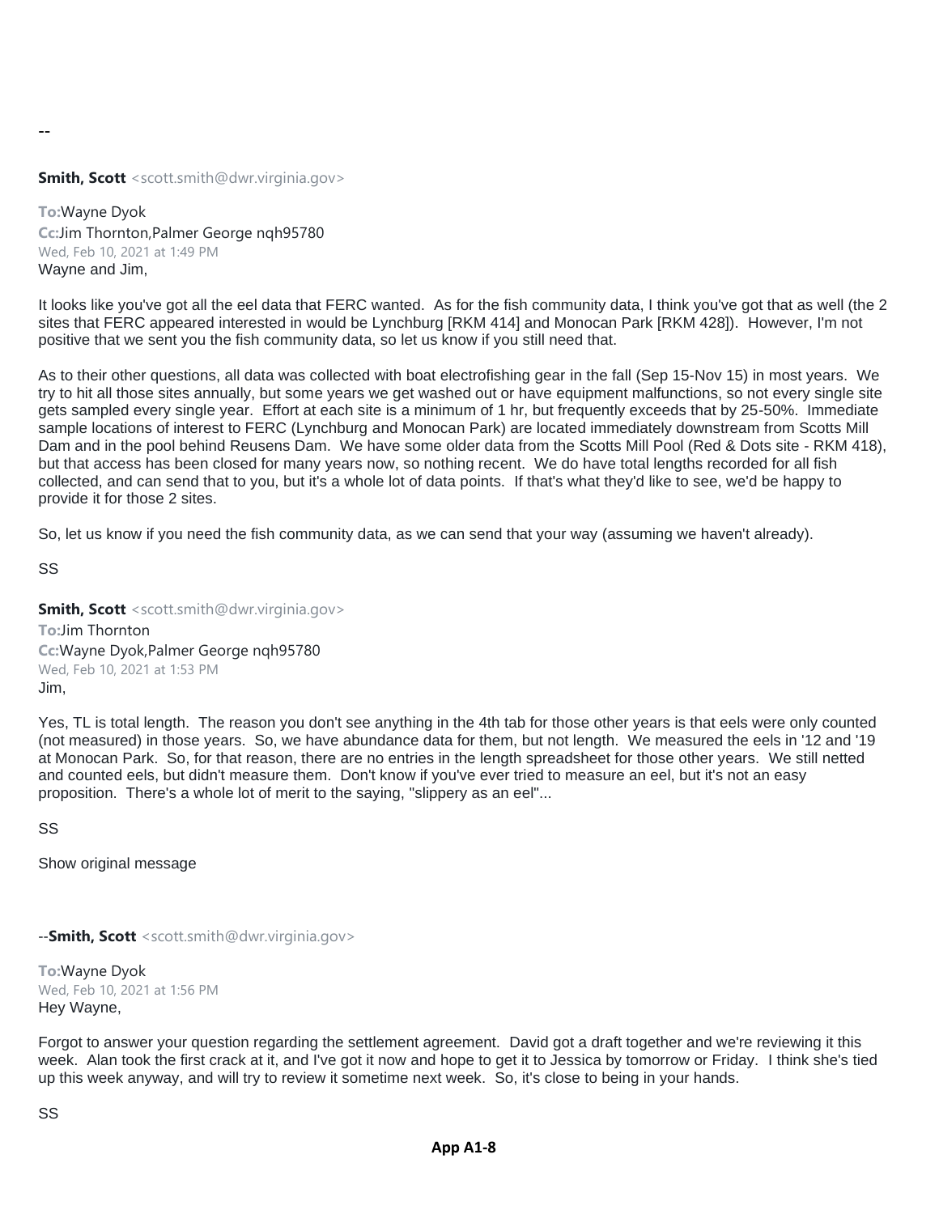--

**Smith, Scott** <scott.smith@dwr.virginia.gov>

**To:**Wayne Dyok
**Cc:**Jim Thornton,Palmer George nqh95780
Wed, Feb 10, 2021 at 1:49 PM
Wayne and Jim,

It looks like you've got all the eel data that FERC wanted. As for the fish community data, I think you've got that as well (the 2 sites that FERC appeared interested in would be Lynchburg [RKM 414] and Monocan Park [RKM 428]). However, I'm not positive that we sent you the fish community data, so let us know if you still need that.

As to their other questions, all data was collected with boat electrofishing gear in the fall (Sep 15-Nov 15) in most years. We try to hit all those sites annually, but some years we get washed out or have equipment malfunctions, so not every single site gets sampled every single year. Effort at each site is a minimum of 1 hr, but frequently exceeds that by 25-50%. Immediate sample locations of interest to FERC (Lynchburg and Monocan Park) are located immediately downstream from Scotts Mill Dam and in the pool behind Reusens Dam. We have some older data from the Scotts Mill Pool (Red & Dots site - RKM 418), but that access has been closed for many years now, so nothing recent. We do have total lengths recorded for all fish collected, and can send that to you, but it's a whole lot of data points. If that's what they'd like to see, we'd be happy to provide it for those 2 sites.

So, let us know if you need the fish community data, as we can send that your way (assuming we haven't already).

SS

**Smith, Scott** <scott.smith@dwr.virginia.gov>
**To:**Jim Thornton
**Cc:**Wayne Dyok,Palmer George nqh95780
Wed, Feb 10, 2021 at 1:53 PM
Jim,

Yes, TL is total length. The reason you don't see anything in the 4th tab for those other years is that eels were only counted (not measured) in those years. So, we have abundance data for them, but not length. We measured the eels in '12 and '19 at Monocan Park. So, for that reason, there are no entries in the length spreadsheet for those other years. We still netted and counted eels, but didn't measure them. Don't know if you've ever tried to measure an eel, but it's not an easy proposition. There's a whole lot of merit to the saying, "slippery as an eel"...

SS

Show original message

--**Smith, Scott** <scott.smith@dwr.virginia.gov>

**To:**Wayne Dyok
Wed, Feb 10, 2021 at 1:56 PM
Hey Wayne,

Forgot to answer your question regarding the settlement agreement. David got a draft together and we're reviewing it this week. Alan took the first crack at it, and I've got it now and hope to get it to Jessica by tomorrow or Friday. I think she's tied up this week anyway, and will try to review it sometime next week. So, it's close to being in your hands.

SS

**App A1-8**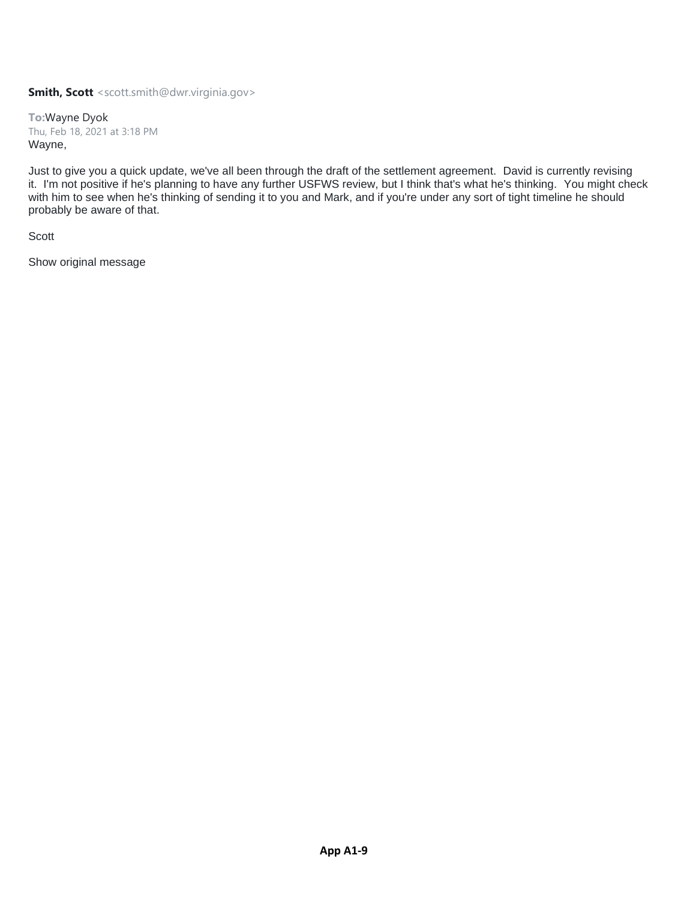**Smith, Scott** <scott.smith@dwr.virginia.gov>

**To:** Wayne Dyok
Thu, Feb 18, 2021 at 3:18 PM

Wayne,

Just to give you a quick update, we've all been through the draft of the settlement agreement. David is currently revising it. I'm not positive if he's planning to have any further USFWS review, but I think that's what he's thinking. You might check with him to see when he's thinking of sending it to you and Mark, and if you're under any sort of tight timeline he should probably be aware of that.

Scott

Show original message

**App A1-9**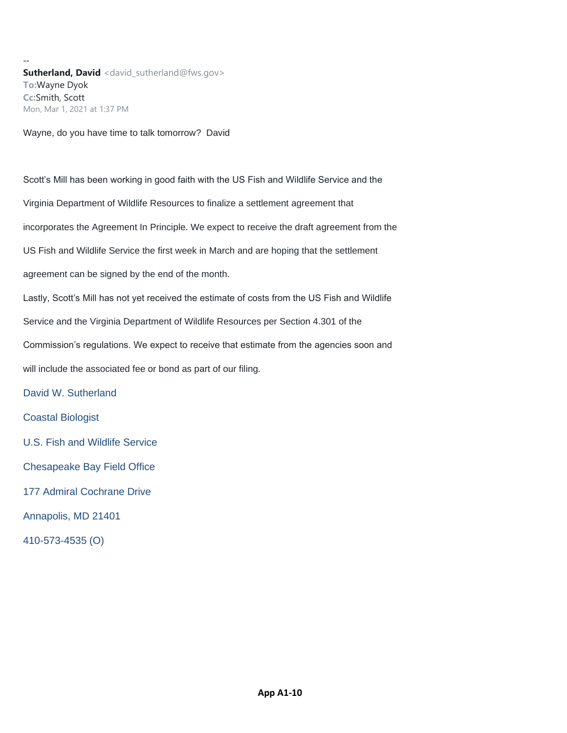--

**Sutherland, David** <david_sutherland@fws.gov>
To: Wayne Dyok
Cc: Smith, Scott
Mon, Mar 1, 2021 at 1:37 PM

Wayne, do you have time to talk tomorrow? David

Scott's Mill has been working in good faith with the US Fish and Wildlife Service and the Virginia Department of Wildlife Resources to finalize a settlement agreement that incorporates the Agreement In Principle. We expect to receive the draft agreement from the US Fish and Wildlife Service the first week in March and are hoping that the settlement agreement can be signed by the end of the month.

Lastly, Scott's Mill has not yet received the estimate of costs from the US Fish and Wildlife Service and the Virginia Department of Wildlife Resources per Section 4.301 of the Commission's regulations. We expect to receive that estimate from the agencies soon and will include the associated fee or bond as part of our filing.

David W. Sutherland

Coastal Biologist

U.S. Fish and Wildlife Service

Chesapeake Bay Field Office

177 Admiral Cochrane Drive

Annapolis, MD 21401

410-573-4535 (O)

**App A1-10**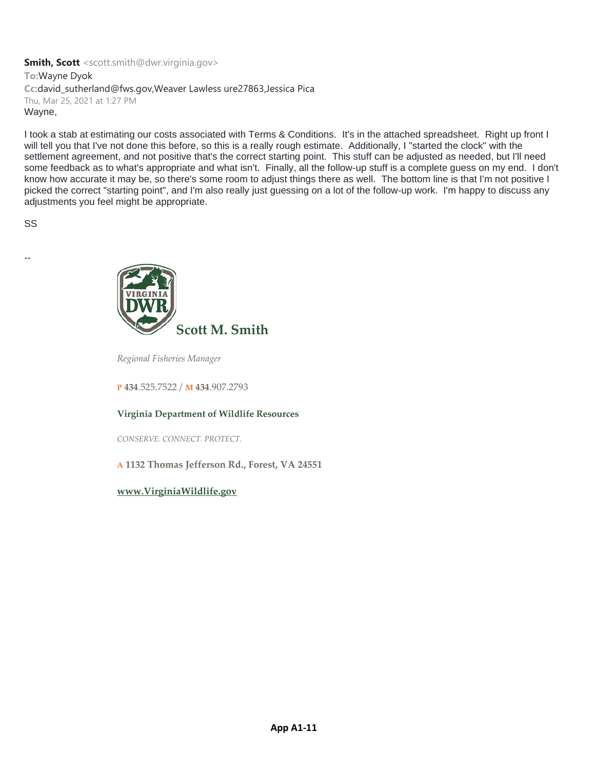**Smith, Scott** <scott.smith@dwr.virginia.gov>
**To:** Wayne Dyok
**Cc:** david_sutherland@fws.gov,Weaver Lawless ure27863,Jessica Pica
Thu, Mar 25, 2021 at 1:27 PM

Wayne,

I took a stab at estimating our costs associated with Terms & Conditions. It's in the attached spreadsheet. Right up front I will tell you that I've not done this before, so this is a really rough estimate. Additionally, I "started the clock" with the settlement agreement, and not positive that's the correct starting point. This stuff can be adjusted as needed, but I'll need some feedback as to what's appropriate and what isn't. Finally, all the follow-up stuff is a complete guess on my end. I don't know how accurate it may be, so there's some room to adjust things there as well. The bottom line is that I'm not positive I picked the correct "starting point", and I'm also really just guessing on a lot of the follow-up work. I'm happy to discuss any adjustments you feel might be appropriate.

SS

--

VIRGINIA DWR

**Scott M. Smith**

*Regional Fisheries Manager*

P 434.525.7522 / M 434.907.2793

**Virginia Department of Wildlife Resources**

*CONSERVE. CONNECT. PROTECT.*

A 1132 Thomas Jefferson Rd., Forest, VA 24551

www.VirginiaWildlife.gov

**App A1-11**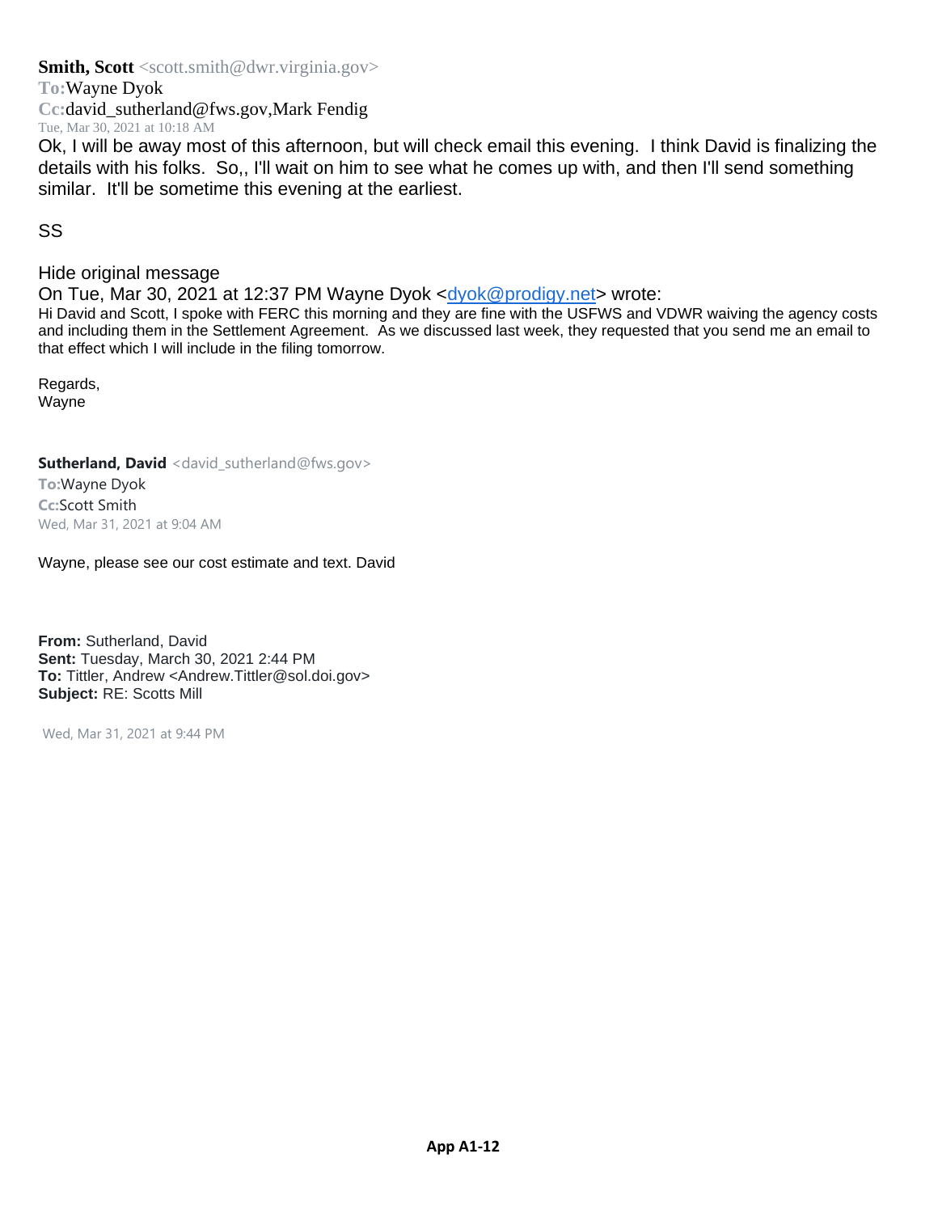**Smith, Scott** <scott.smith@dwr.virginia.gov>
**To:** Wayne Dyok
**Cc:** david_sutherland@fws.gov, Mark Fendig
Tue, Mar 30, 2021 at 10:18 AM

Ok, I will be away most of this afternoon, but will check email this evening. I think David is finalizing the details with his folks. So,, I'll wait on him to see what he comes up with, and then I'll send something similar. It'll be sometime this evening at the earliest.

SS

Hide original message

On Tue, Mar 30, 2021 at 12:37 PM Wayne Dyok <dyok@prodigy.net> wrote:

Hi David and Scott, I spoke with FERC this morning and they are fine with the USFWS and VDWR waiving the agency costs and including them in the Settlement Agreement. As we discussed last week, they requested that you send me an email to that effect which I will include in the filing tomorrow.

Regards,
Wayne

**Sutherland, David** <david_sutherland@fws.gov>
**To:** Wayne Dyok
**Cc:** Scott Smith
Wed, Mar 31, 2021 at 9:04 AM

Wayne, please see our cost estimate and text. David

**From:** Sutherland, David
**Sent:** Tuesday, March 30, 2021 2:44 PM
**To:** Tittler, Andrew <Andrew.Tittler@sol.doi.gov>
**Subject:** RE: Scotts Mill

Wed, Mar 31, 2021 at 9:44 PM

**App A1-12**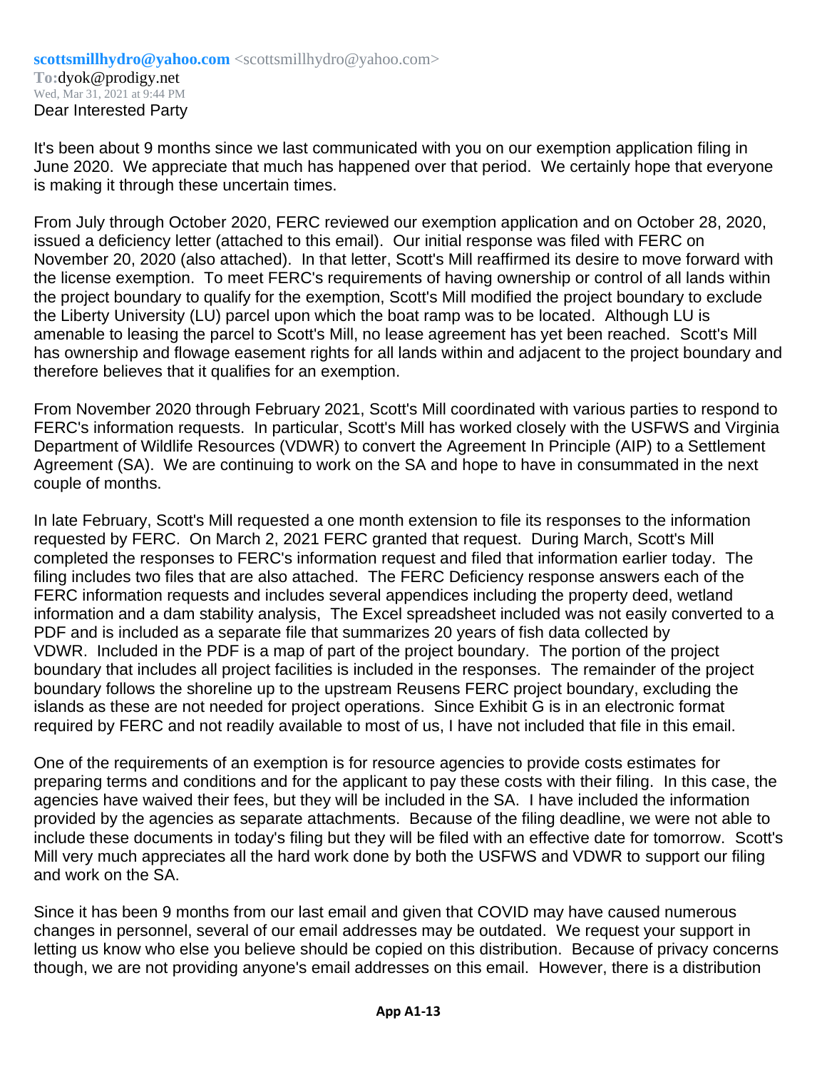**scottsmillhydro@yahoo.com** <scottsmillhydro@yahoo.com>
**To:** dyok@prodigy.net
Wed, Mar 31, 2021 at 9:44 PM
Dear Interested Party

It's been about 9 months since we last communicated with you on our exemption application filing in June 2020. We appreciate that much has happened over that period. We certainly hope that everyone is making it through these uncertain times.

From July through October 2020, FERC reviewed our exemption application and on October 28, 2020, issued a deficiency letter (attached to this email). Our initial response was filed with FERC on November 20, 2020 (also attached). In that letter, Scott's Mill reaffirmed its desire to move forward with the license exemption. To meet FERC's requirements of having ownership or control of all lands within the project boundary to qualify for the exemption, Scott's Mill modified the project boundary to exclude the Liberty University (LU) parcel upon which the boat ramp was to be located. Although LU is amenable to leasing the parcel to Scott's Mill, no lease agreement has yet been reached. Scott's Mill has ownership and flowage easement rights for all lands within and adjacent to the project boundary and therefore believes that it qualifies for an exemption.

From November 2020 through February 2021, Scott's Mill coordinated with various parties to respond to FERC's information requests. In particular, Scott's Mill has worked closely with the USFWS and Virginia Department of Wildlife Resources (VDWR) to convert the Agreement In Principle (AIP) to a Settlement Agreement (SA). We are continuing to work on the SA and hope to have in consummated in the next couple of months.

In late February, Scott's Mill requested a one month extension to file its responses to the information requested by FERC. On March 2, 2021 FERC granted that request. During March, Scott's Mill completed the responses to FERC's information request and filed that information earlier today. The filing includes two files that are also attached. The FERC Deficiency response answers each of the FERC information requests and includes several appendices including the property deed, wetland information and a dam stability analysis, The Excel spreadsheet included was not easily converted to a PDF and is included as a separate file that summarizes 20 years of fish data collected by VDWR. Included in the PDF is a map of part of the project boundary. The portion of the project boundary that includes all project facilities is included in the responses. The remainder of the project boundary follows the shoreline up to the upstream Reusens FERC project boundary, excluding the islands as these are not needed for project operations. Since Exhibit G is in an electronic format required by FERC and not readily available to most of us, I have not included that file in this email.

One of the requirements of an exemption is for resource agencies to provide costs estimates for preparing terms and conditions and for the applicant to pay these costs with their filing. In this case, the agencies have waived their fees, but they will be included in the SA. I have included the information provided by the agencies as separate attachments. Because of the filing deadline, we were not able to include these documents in today's filing but they will be filed with an effective date for tomorrow. Scott's Mill very much appreciates all the hard work done by both the USFWS and VDWR to support our filing and work on the SA.

Since it has been 9 months from our last email and given that COVID may have caused numerous changes in personnel, several of our email addresses may be outdated. We request your support in letting us know who else you believe should be copied on this distribution. Because of privacy concerns though, we are not providing anyone's email addresses on this email. However, there is a distribution

**App A1-13**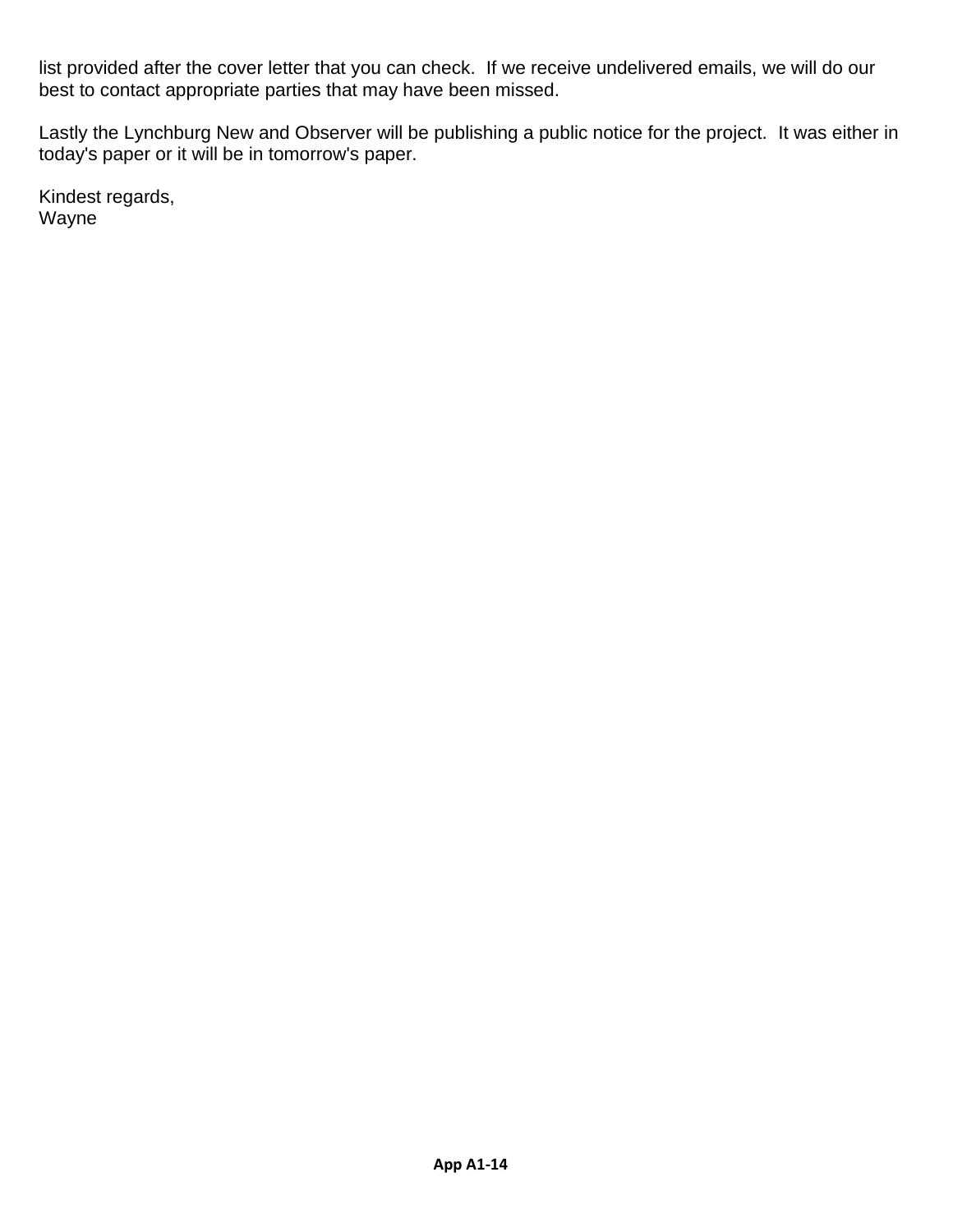list provided after the cover letter that you can check.  If we receive undelivered emails, we will do our best to contact appropriate parties that may have been missed.

Lastly the Lynchburg New and Observer will be publishing a public notice for the project.  It was either in today's paper or it will be in tomorrow's paper.

Kindest regards,
Wayne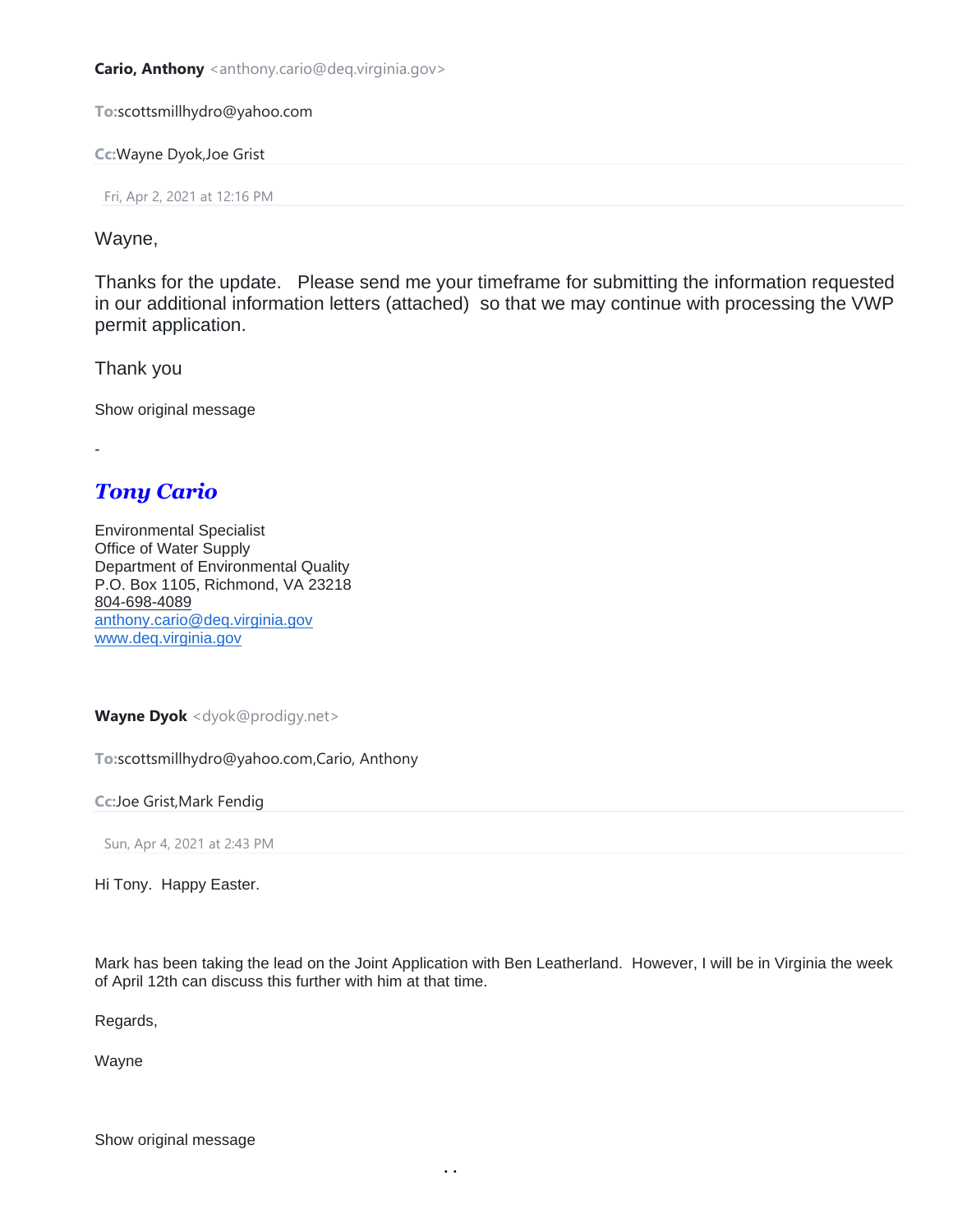**Cario, Anthony** <anthony.cario@deq.virginia.gov>

**To:** scottsmillhydro@yahoo.com

**Cc:** Wayne Dyok, Joe Grist

Fri, Apr 2, 2021 at 12:16 PM

Wayne,

Thanks for the update. Please send me your timeframe for submitting the information requested in our additional information letters (attached) so that we may continue with processing the VWP permit application.

Thank you

Show original message

-

***Tony Cario***

Environmental Specialist
Office of Water Supply
Department of Environmental Quality
P.O. Box 1105, Richmond, VA 23218
804-698-4089
[anthony.cario@deq.virginia.gov](mailto:anthony.cario@deq.virginia.gov)
[www.deq.virginia.gov](http://www.deq.virginia.gov)

**Wayne Dyok** <dyok@prodigy.net>

**To:** scottsmillhydro@yahoo.com, Cario, Anthony

**Cc:** Joe Grist, Mark Fendig

Sun, Apr 4, 2021 at 2:43 PM

Hi Tony. Happy Easter.

Mark has been taking the lead on the Joint Application with Ben Leatherland. However, I will be in Virginia the week of April 12th can discuss this further with him at that time.

Regards,

Wayne

Show original message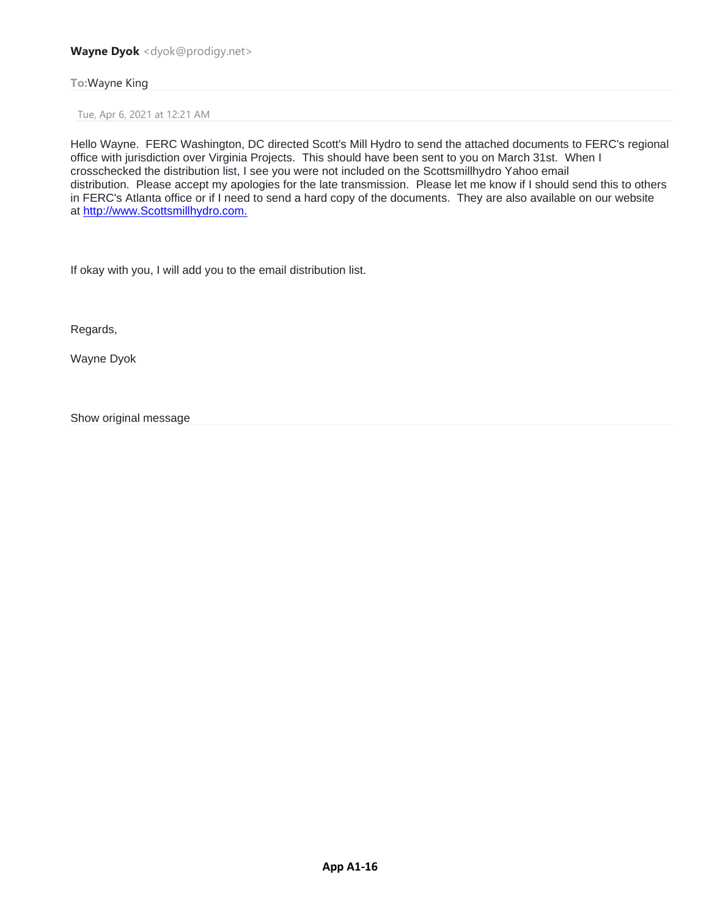**Wayne Dyok** <dyok@prodigy.net>

**To:** Wayne King

Tue, Apr 6, 2021 at 12:21 AM

Hello Wayne. FERC Washington, DC directed Scott's Mill Hydro to send the attached documents to FERC's regional office with jurisdiction over Virginia Projects. This should have been sent to you on March 31st. When I crosschecked the distribution list, I see you were not included on the Scottsmillhydro Yahoo email distribution. Please accept my apologies for the late transmission. Please let me know if I should send this to others in FERC's Atlanta office or if I need to send a hard copy of the documents. They are also available on our website at [http://www.Scottsmillhydro.com.](http://www.Scottsmillhydro.com)

If okay with you, I will add you to the email distribution list.

Regards,

Wayne Dyok

Show original message

**App A1-16**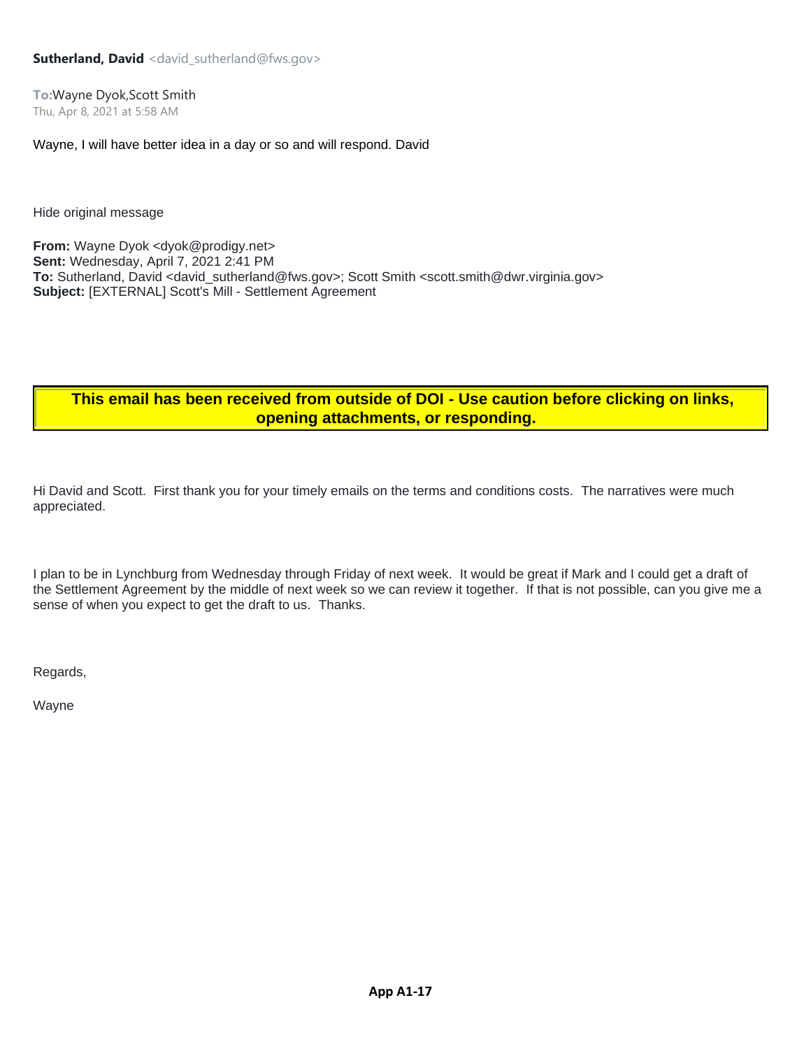**Sutherland, David** <david_sutherland@fws.gov>

**To:** Wayne Dyok, Scott Smith
Thu, Apr 8, 2021 at 5:58 AM

Wayne, I will have better idea in a day or so and will respond. David

Hide original message

**From:** Wayne Dyok <dyok@prodigy.net>
**Sent:** Wednesday, April 7, 2021 2:41 PM
**To:** Sutherland, David <david_sutherland@fws.gov>; Scott Smith <scott.smith@dwr.virginia.gov>
**Subject:** [EXTERNAL] Scott's Mill - Settlement Agreement

**This email has been received from outside of DOI - Use caution before clicking on links, opening attachments, or responding.**

Hi David and Scott. First thank you for your timely emails on the terms and conditions costs. The narratives were much appreciated.

I plan to be in Lynchburg from Wednesday through Friday of next week. It would be great if Mark and I could get a draft of the Settlement Agreement by the middle of next week so we can review it together. If that is not possible, can you give me a sense of when you expect to get the draft to us. Thanks.

Regards,

Wayne

**App A1-17**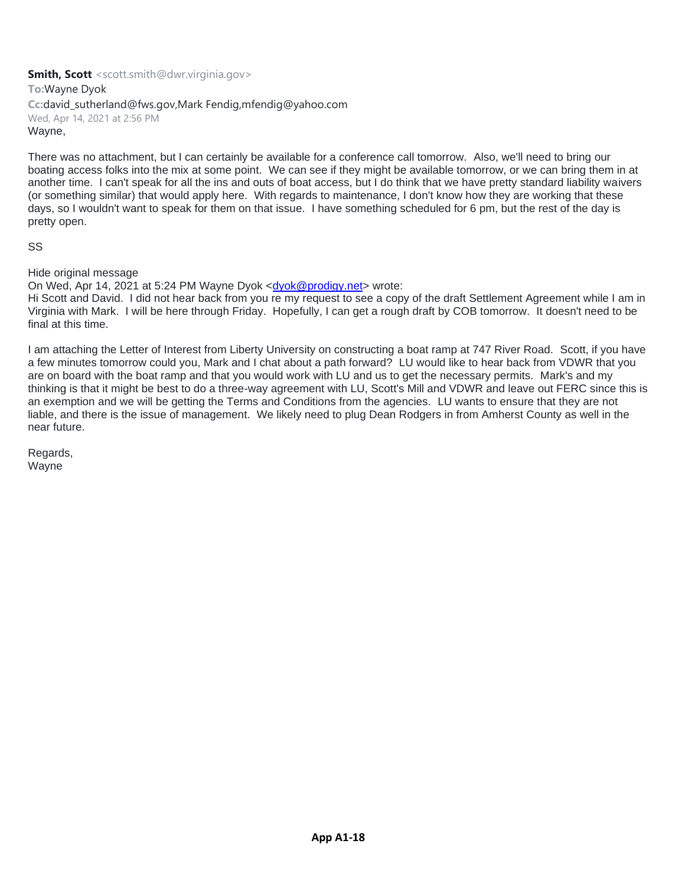**Smith, Scott** <scott.smith@dwr.virginia.gov>
**To:** Wayne Dyok
**Cc:** david_sutherland@fws.gov,Mark Fendig,mfendig@yahoo.com
Wed, Apr 14, 2021 at 2:56 PM

Wayne,

There was no attachment, but I can certainly be available for a conference call tomorrow. Also, we'll need to bring our boating access folks into the mix at some point. We can see if they might be available tomorrow, or we can bring them in at another time. I can't speak for all the ins and outs of boat access, but I do think that we have pretty standard liability waivers (or something similar) that would apply here. With regards to maintenance, I don't know how they are working that these days, so I wouldn't want to speak for them on that issue. I have something scheduled for 6 pm, but the rest of the day is pretty open.

SS

Hide original message

On Wed, Apr 14, 2021 at 5:24 PM Wayne Dyok <dyok@prodigy.net> wrote:

Hi Scott and David. I did not hear back from you re my request to see a copy of the draft Settlement Agreement while I am in Virginia with Mark. I will be here through Friday. Hopefully, I can get a rough draft by COB tomorrow. It doesn't need to be final at this time.

I am attaching the Letter of Interest from Liberty University on constructing a boat ramp at 747 River Road. Scott, if you have a few minutes tomorrow could you, Mark and I chat about a path forward? LU would like to hear back from VDWR that you are on board with the boat ramp and that you would work with LU and us to get the necessary permits. Mark's and my thinking is that it might be best to do a three-way agreement with LU, Scott's Mill and VDWR and leave out FERC since this is an exemption and we will be getting the Terms and Conditions from the agencies. LU wants to ensure that they are not liable, and there is the issue of management. We likely need to plug Dean Rodgers in from Amherst County as well in the near future.

Regards,
Wayne

**App A1-18**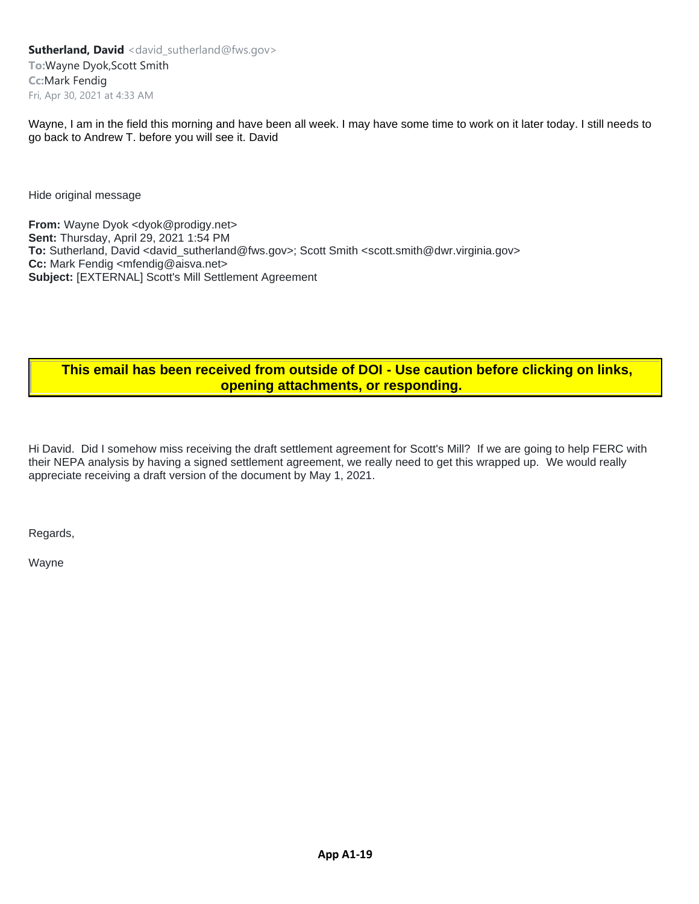**Sutherland, David** <david_sutherland@fws.gov>
**To:** Wayne Dyok,Scott Smith
**Cc:** Mark Fendig
Fri, Apr 30, 2021 at 4:33 AM

Wayne, I am in the field this morning and have been all week. I may have some time to work on it later today. I still needs to go back to Andrew T. before you will see it. David

Hide original message

**From:** Wayne Dyok <dyok@prodigy.net>
**Sent:** Thursday, April 29, 2021 1:54 PM
**To:** Sutherland, David <david_sutherland@fws.gov>; Scott Smith <scott.smith@dwr.virginia.gov>
**Cc:** Mark Fendig <mfendig@aisva.net>
**Subject:** [EXTERNAL] Scott's Mill Settlement Agreement

**This email has been received from outside of DOI - Use caution before clicking on links, opening attachments, or responding.**

Hi David. Did I somehow miss receiving the draft settlement agreement for Scott's Mill? If we are going to help FERC with their NEPA analysis by having a signed settlement agreement, we really need to get this wrapped up. We would really appreciate receiving a draft version of the document by May 1, 2021.

Regards,

Wayne

**App A1-19**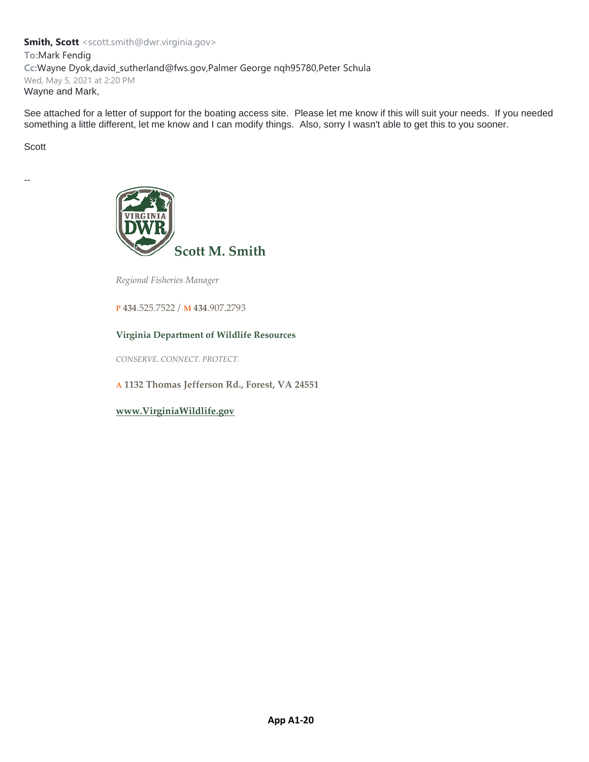**Smith, Scott** <scott.smith@dwr.virginia.gov>
**To:** Mark Fendig
**Cc:** Wayne Dyok,david_sutherland@fws.gov,Palmer George nqh95780,Peter Schula
Wed, May 5, 2021 at 2:20 PM

Wayne and Mark,

See attached for a letter of support for the boating access site. Please let me know if this will suit your needs. If you needed something a little different, let me know and I can modify things. Also, sorry I wasn't able to get this to you sooner.

Scott

--

VIRGINIA DWR

**Scott M. Smith**

*Regional Fisheries Manager*

P 434.525.7522 / M 434.907.2793

**Virginia Department of Wildlife Resources**

*CONSERVE. CONNECT. PROTECT.*

A **1132 Thomas Jefferson Rd., Forest, VA 24551**

**www.VirginiaWildlife.gov**

**App A1-20**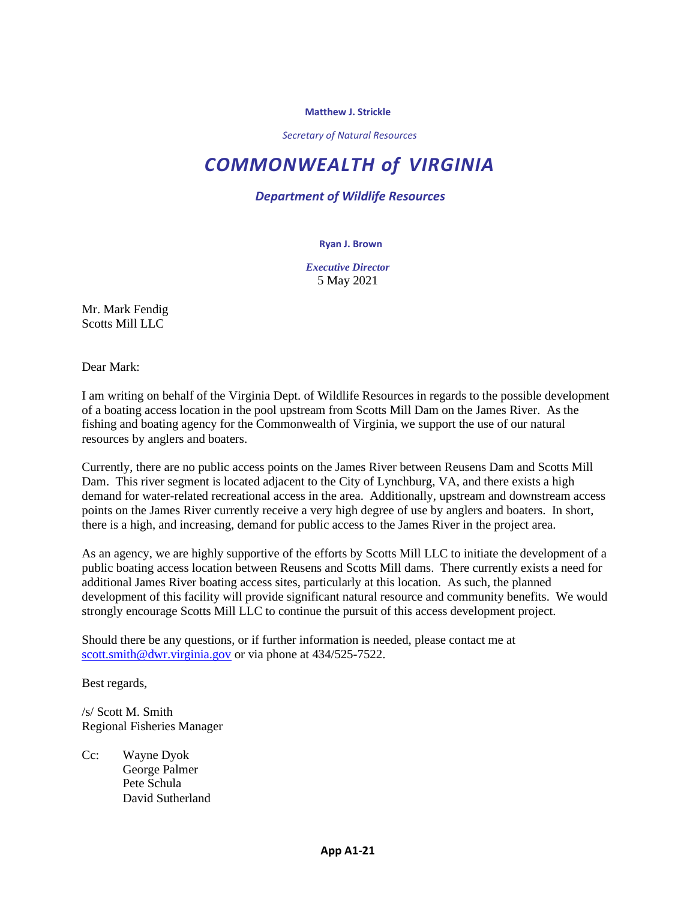**Matthew J. Strickle**

*Secretary of Natural Resources*

# *COMMONWEALTH of VIRGINIA*

## *Department of Wildlife Resources*

**Ryan J. Brown**

***Executive Director***

5 May 2021

Mr. Mark Fendig
Scotts Mill LLC

Dear Mark:

I am writing on behalf of the Virginia Dept. of Wildlife Resources in regards to the possible development of a boating access location in the pool upstream from Scotts Mill Dam on the James River. As the fishing and boating agency for the Commonwealth of Virginia, we support the use of our natural resources by anglers and boaters.

Currently, there are no public access points on the James River between Reusens Dam and Scotts Mill Dam. This river segment is located adjacent to the City of Lynchburg, VA, and there exists a high demand for water-related recreational access in the area. Additionally, upstream and downstream access points on the James River currently receive a very high degree of use by anglers and boaters. In short, there is a high, and increasing, demand for public access to the James River in the project area.

As an agency, we are highly supportive of the efforts by Scotts Mill LLC to initiate the development of a public boating access location between Reusens and Scotts Mill dams. There currently exists a need for additional James River boating access sites, particularly at this location. As such, the planned development of this facility will provide significant natural resource and community benefits. We would strongly encourage Scotts Mill LLC to continue the pursuit of this access development project.

Should there be any questions, or if further information is needed, please contact me at scott.smith@dwr.virginia.gov or via phone at 434/525-7522.

Best regards,

/s/ Scott M. Smith
Regional Fisheries Manager

Cc: Wayne Dyok
George Palmer
Pete Schula
David Sutherland

**App A1-21**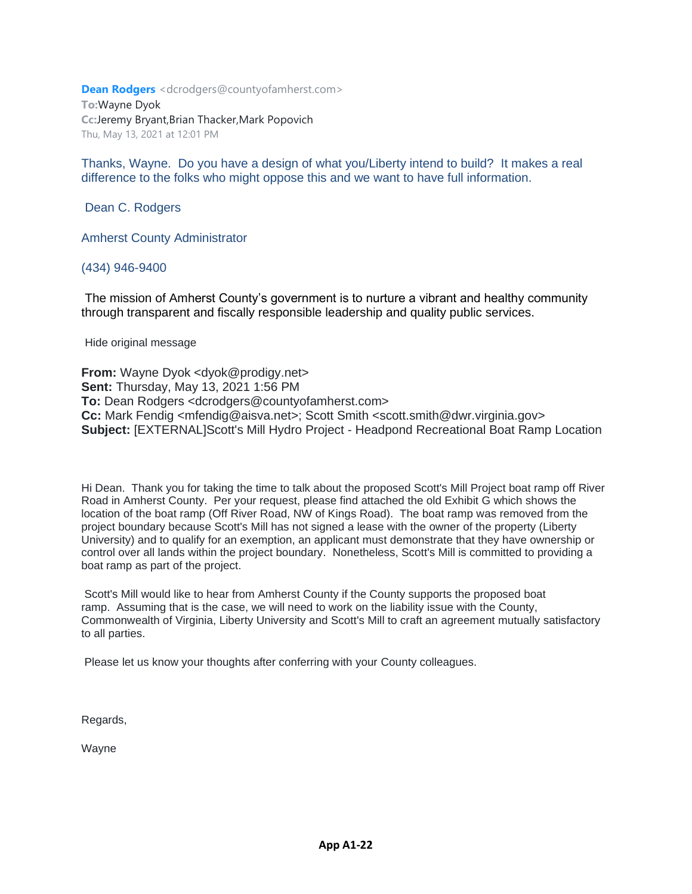**Dean Rodgers** <dcrodgers@countyofamherst.com>
To: Wayne Dyok
Cc: Jeremy Bryant, Brian Thacker, Mark Popovich
Thu, May 13, 2021 at 12:01 PM

Thanks, Wayne. Do you have a design of what you/Liberty intend to build? It makes a real difference to the folks who might oppose this and we want to have full information.

Dean C. Rodgers

Amherst County Administrator

(434) 946-9400

The mission of Amherst County's government is to nurture a vibrant and healthy community through transparent and fiscally responsible leadership and quality public services.

Hide original message

**From:** Wayne Dyok <dyok@prodigy.net>
**Sent:** Thursday, May 13, 2021 1:56 PM
**To:** Dean Rodgers <dcrodgers@countyofamherst.com>
**Cc:** Mark Fendig <mfendig@aisva.net>; Scott Smith <scott.smith@dwr.virginia.gov>
**Subject:** [EXTERNAL]Scott's Mill Hydro Project - Headpond Recreational Boat Ramp Location

Hi Dean. Thank you for taking the time to talk about the proposed Scott's Mill Project boat ramp off River Road in Amherst County. Per your request, please find attached the old Exhibit G which shows the location of the boat ramp (Off River Road, NW of Kings Road). The boat ramp was removed from the project boundary because Scott's Mill has not signed a lease with the owner of the property (Liberty University) and to qualify for an exemption, an applicant must demonstrate that they have ownership or control over all lands within the project boundary. Nonetheless, Scott's Mill is committed to providing a boat ramp as part of the project.

Scott's Mill would like to hear from Amherst County if the County supports the proposed boat ramp. Assuming that is the case, we will need to work on the liability issue with the County, Commonwealth of Virginia, Liberty University and Scott's Mill to craft an agreement mutually satisfactory to all parties.

Please let us know your thoughts after conferring with your County colleagues.

Regards,

Wayne

**App A1-22**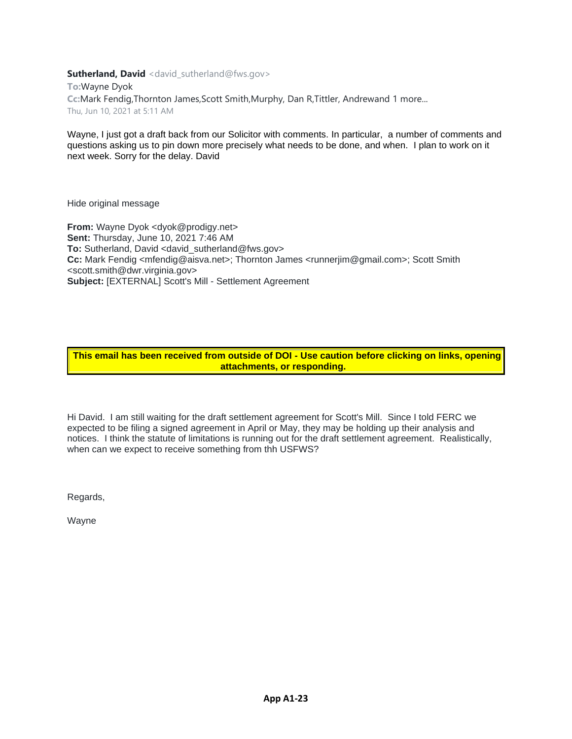**Sutherland, David** <david_sutherland@fws.gov>

**To:** Wayne Dyok

**Cc:** Mark Fendig,Thornton James,Scott Smith,Murphy, Dan R,Tittler, Andrewand 1 more...

Thu, Jun 10, 2021 at 5:11 AM

Wayne, I just got a draft back from our Solicitor with comments. In particular, a number of comments and questions asking us to pin down more precisely what needs to be done, and when. I plan to work on it next week. Sorry for the delay. David

Hide original message

**From:** Wayne Dyok <dyok@prodigy.net>
**Sent:** Thursday, June 10, 2021 7:46 AM
**To:** Sutherland, David <david_sutherland@fws.gov>
**Cc:** Mark Fendig <mfendig@aisva.net>; Thornton James <runnerjim@gmail.com>; Scott Smith <scott.smith@dwr.virginia.gov>
**Subject:** [EXTERNAL] Scott's Mill - Settlement Agreement

**This email has been received from outside of DOI - Use caution before clicking on links, opening attachments, or responding.**

Hi David. I am still waiting for the draft settlement agreement for Scott's Mill. Since I told FERC we expected to be filing a signed agreement in April or May, they may be holding up their analysis and notices. I think the statute of limitations is running out for the draft settlement agreement. Realistically, when can we expect to receive something from thh USFWS?

Regards,

Wayne

**App A1-23**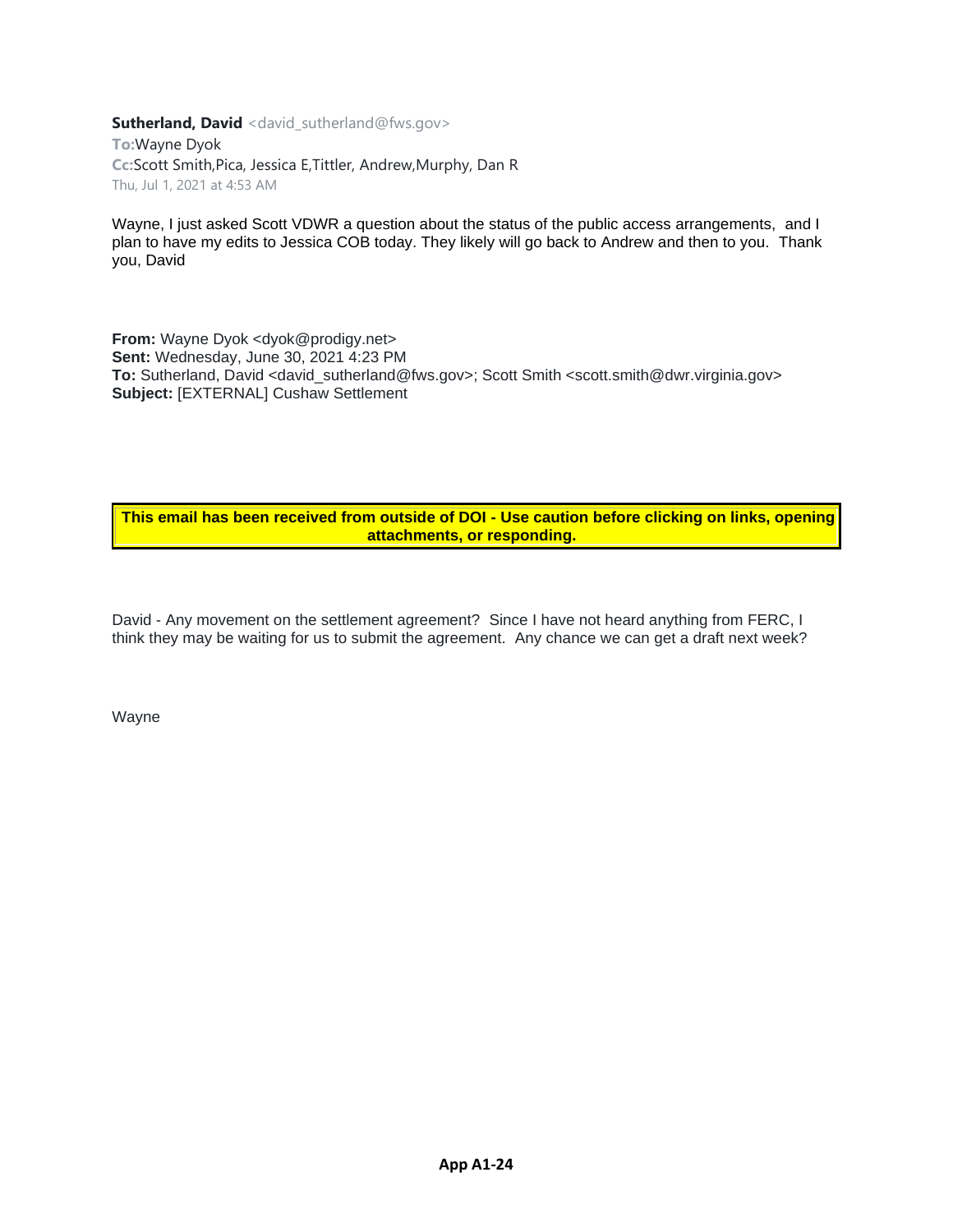**Sutherland, David** <david_sutherland@fws.gov>
**To:** Wayne Dyok
**Cc:** Scott Smith, Pica, Jessica E, Tittler, Andrew, Murphy, Dan R
Thu, Jul 1, 2021 at 4:53 AM

Wayne, I just asked Scott VDWR a question about the status of the public access arrangements, and I plan to have my edits to Jessica COB today. They likely will go back to Andrew and then to you. Thank you, David

**From:** Wayne Dyok <dyok@prodigy.net>
**Sent:** Wednesday, June 30, 2021 4:23 PM
**To:** Sutherland, David <david_sutherland@fws.gov>; Scott Smith <scott.smith@dwr.virginia.gov>
**Subject:** [EXTERNAL] Cushaw Settlement

**This email has been received from outside of DOI - Use caution before clicking on links, opening attachments, or responding.**

David - Any movement on the settlement agreement? Since I have not heard anything from FERC, I think they may be waiting for us to submit the agreement. Any chance we can get a draft next week?

Wayne

**App A1-24**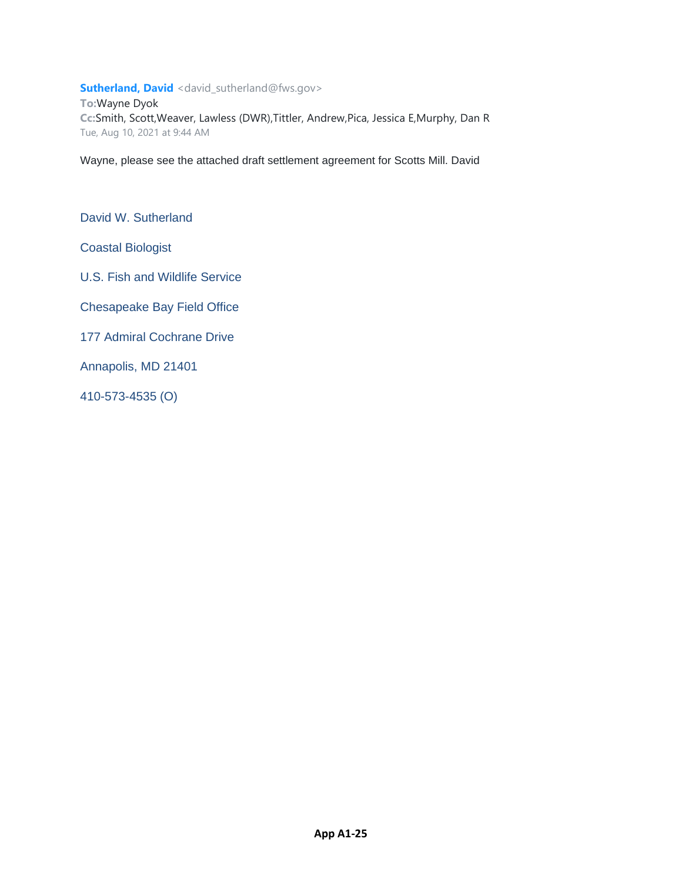**Sutherland, David** <david_sutherland@fws.gov>
**To:** Wayne Dyok
**Cc:** Smith, Scott,Weaver, Lawless (DWR),Tittler, Andrew,Pica, Jessica E,Murphy, Dan R
Tue, Aug 10, 2021 at 9:44 AM

Wayne, please see the attached draft settlement agreement for Scotts Mill. David

David W. Sutherland

Coastal Biologist

U.S. Fish and Wildlife Service

Chesapeake Bay Field Office

177 Admiral Cochrane Drive

Annapolis, MD 21401

410-573-4535 (O)

**App A1-25**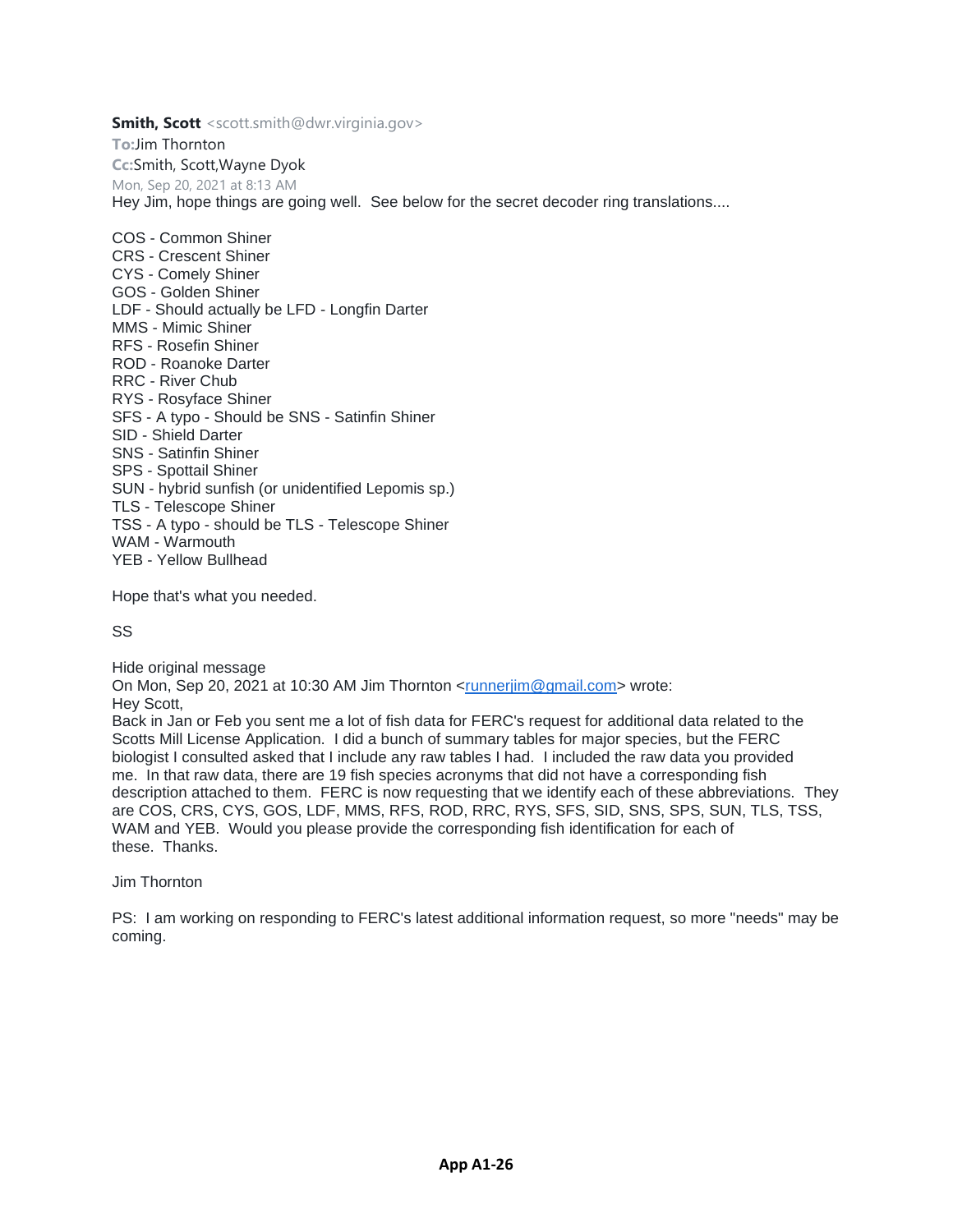**Smith, Scott** <scott.smith@dwr.virginia.gov>

**To:** Jim Thornton

**Cc:** Smith, Scott, Wayne Dyok

Mon, Sep 20, 2021 at 8:13 AM

Hey Jim, hope things are going well. See below for the secret decoder ring translations....

COS - Common Shiner
CRS - Crescent Shiner
CYS - Comely Shiner
GOS - Golden Shiner
LDF - Should actually be LFD - Longfin Darter
MMS - Mimic Shiner
RFS - Rosefin Shiner
ROD - Roanoke Darter
RRC - River Chub
RYS - Rosyface Shiner
SFS - A typo - Should be SNS - Satinfin Shiner
SID - Shield Darter
SNS - Satinfin Shiner
SPS - Spottail Shiner
SUN - hybrid sunfish (or unidentified Lepomis sp.)
TLS - Telescope Shiner
TSS - A typo - should be TLS - Telescope Shiner
WAM - Warmouth
YEB - Yellow Bullhead

Hope that's what you needed.

SS

Hide original message

On Mon, Sep 20, 2021 at 10:30 AM Jim Thornton <runnerjim@gmail.com> wrote:

Hey Scott,

Back in Jan or Feb you sent me a lot of fish data for FERC's request for additional data related to the Scotts Mill License Application. I did a bunch of summary tables for major species, but the FERC biologist I consulted asked that I include any raw tables I had. I included the raw data you provided me. In that raw data, there are 19 fish species acronyms that did not have a corresponding fish description attached to them. FERC is now requesting that we identify each of these abbreviations. They are COS, CRS, CYS, GOS, LDF, MMS, RFS, ROD, RRC, RYS, SFS, SID, SNS, SPS, SUN, TLS, TSS, WAM and YEB. Would you please provide the corresponding fish identification for each of these. Thanks.

Jim Thornton

PS: I am working on responding to FERC's latest additional information request, so more "needs" may be coming.

**App A1-26**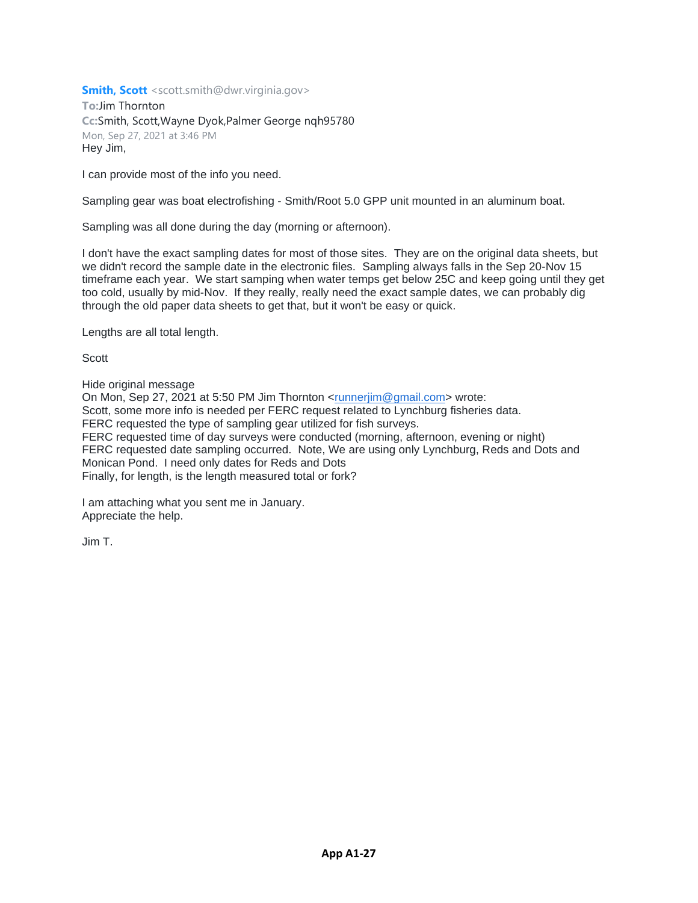**Smith, Scott** <scott.smith@dwr.virginia.gov>
**To:** Jim Thornton
**Cc:** Smith, Scott, Wayne Dyok, Palmer George nqh95780
Mon, Sep 27, 2021 at 3:46 PM

Hey Jim,

I can provide most of the info you need.

Sampling gear was boat electrofishing - Smith/Root 5.0 GPP unit mounted in an aluminum boat.

Sampling was all done during the day (morning or afternoon).

I don't have the exact sampling dates for most of those sites. They are on the original data sheets, but we didn't record the sample date in the electronic files. Sampling always falls in the Sep 20-Nov 15 timeframe each year. We start samping when water temps get below 25C and keep going until they get too cold, usually by mid-Nov. If they really, really need the exact sample dates, we can probably dig through the old paper data sheets to get that, but it won't be easy or quick.

Lengths are all total length.

Scott

Hide original message
On Mon, Sep 27, 2021 at 5:50 PM Jim Thornton <runnerjim@gmail.com> wrote:
Scott, some more info is needed per FERC request related to Lynchburg fisheries data.
FERC requested the type of sampling gear utilized for fish surveys.
FERC requested time of day surveys were conducted (morning, afternoon, evening or night)
FERC requested date sampling occurred. Note, We are using only Lynchburg, Reds and Dots and Monican Pond. I need only dates for Reds and Dots
Finally, for length, is the length measured total or fork?

I am attaching what you sent me in January.
Appreciate the help.

Jim T.

**App A1-27**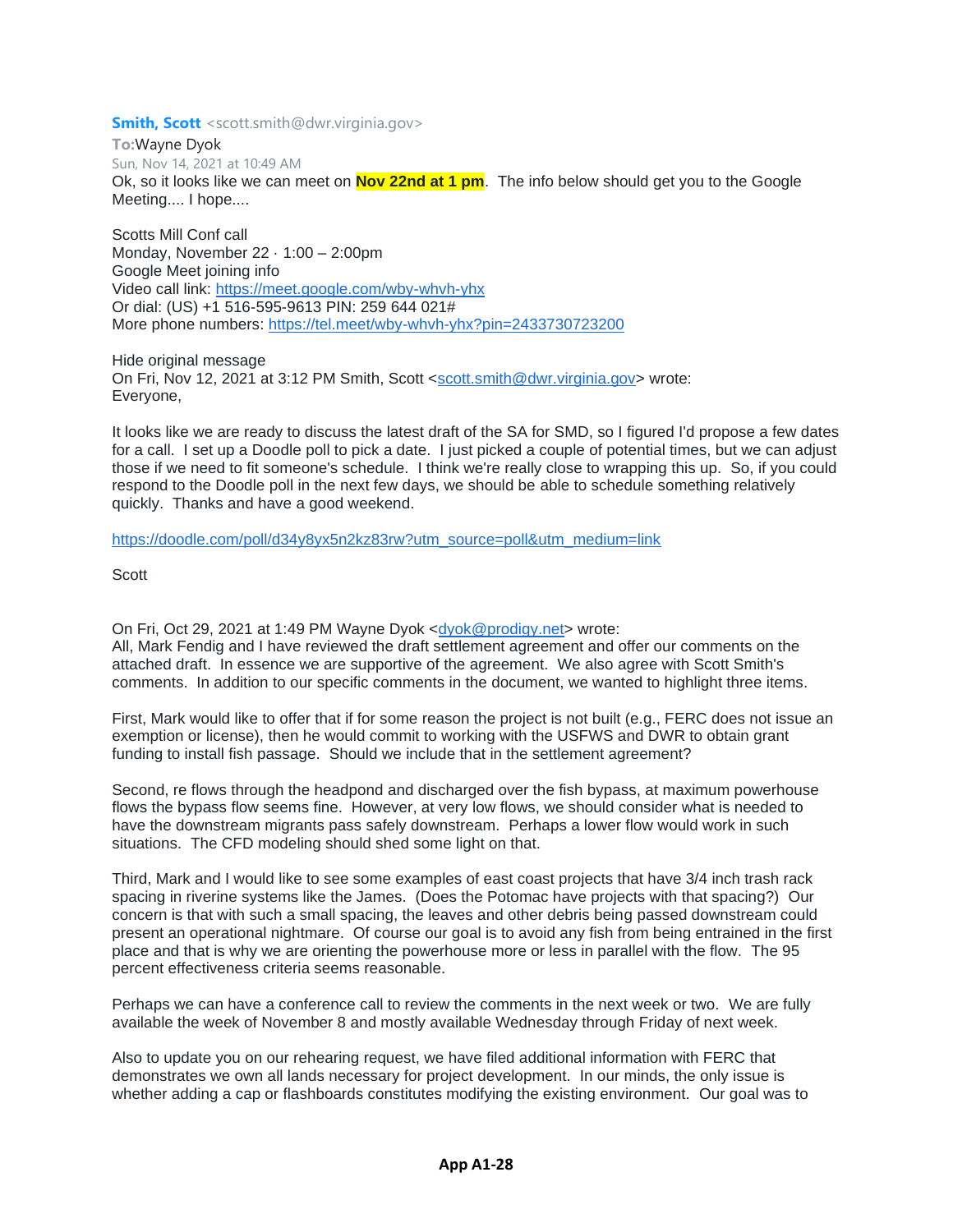**Smith, Scott** <scott.smith@dwr.virginia.gov>

**To:** Wayne Dyok

Sun, Nov 14, 2021 at 10:49 AM

Ok, so it looks like we can meet on **Nov 22nd at 1 pm**. The info below should get you to the Google Meeting.... I hope....

Scotts Mill Conf call
Monday, November 22 · 1:00 – 2:00pm
Google Meet joining info
Video call link: https://meet.google.com/wby-whvh-yhx
Or dial: (US) +1 516-595-9613 PIN: 259 644 021#
More phone numbers: https://tel.meet/wby-whvh-yhx?pin=2433730723200

Hide original message
On Fri, Nov 12, 2021 at 3:12 PM Smith, Scott <scott.smith@dwr.virginia.gov> wrote:
Everyone,

It looks like we are ready to discuss the latest draft of the SA for SMD, so I figured I'd propose a few dates for a call. I set up a Doodle poll to pick a date. I just picked a couple of potential times, but we can adjust those if we need to fit someone's schedule. I think we're really close to wrapping this up. So, if you could respond to the Doodle poll in the next few days, we should be able to schedule something relatively quickly. Thanks and have a good weekend.

https://doodle.com/poll/d34y8yx5n2kz83rw?utm_source=poll&utm_medium=link

Scott

On Fri, Oct 29, 2021 at 1:49 PM Wayne Dyok <dyok@prodigy.net> wrote:
All, Mark Fendig and I have reviewed the draft settlement agreement and offer our comments on the attached draft. In essence we are supportive of the agreement. We also agree with Scott Smith's comments. In addition to our specific comments in the document, we wanted to highlight three items.

First, Mark would like to offer that if for some reason the project is not built (e.g., FERC does not issue an exemption or license), then he would commit to working with the USFWS and DWR to obtain grant funding to install fish passage. Should we include that in the settlement agreement?

Second, re flows through the headpond and discharged over the fish bypass, at maximum powerhouse flows the bypass flow seems fine. However, at very low flows, we should consider what is needed to have the downstream migrants pass safely downstream. Perhaps a lower flow would work in such situations. The CFD modeling should shed some light on that.

Third, Mark and I would like to see some examples of east coast projects that have 3/4 inch trash rack spacing in riverine systems like the James. (Does the Potomac have projects with that spacing?) Our concern is that with such a small spacing, the leaves and other debris being passed downstream could present an operational nightmare. Of course our goal is to avoid any fish from being entrained in the first place and that is why we are orienting the powerhouse more or less in parallel with the flow. The 95 percent effectiveness criteria seems reasonable.

Perhaps we can have a conference call to review the comments in the next week or two. We are fully available the week of November 8 and mostly available Wednesday through Friday of next week.

Also to update you on our rehearing request, we have filed additional information with FERC that demonstrates we own all lands necessary for project development. In our minds, the only issue is whether adding a cap or flashboards constitutes modifying the existing environment. Our goal was to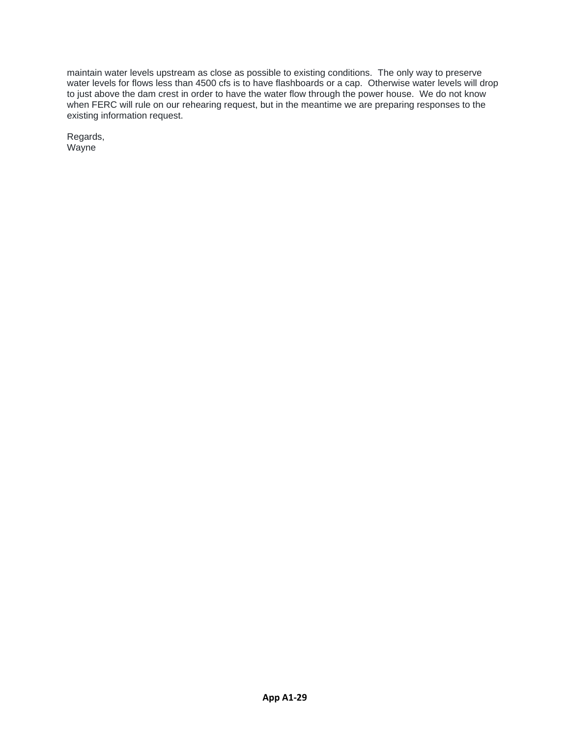maintain water levels upstream as close as possible to existing conditions. The only way to preserve water levels for flows less than 4500 cfs is to have flashboards or a cap. Otherwise water levels will drop to just above the dam crest in order to have the water flow through the power house. We do not know when FERC will rule on our rehearing request, but in the meantime we are preparing responses to the existing information request.

Regards,
Wayne

**App A1-29**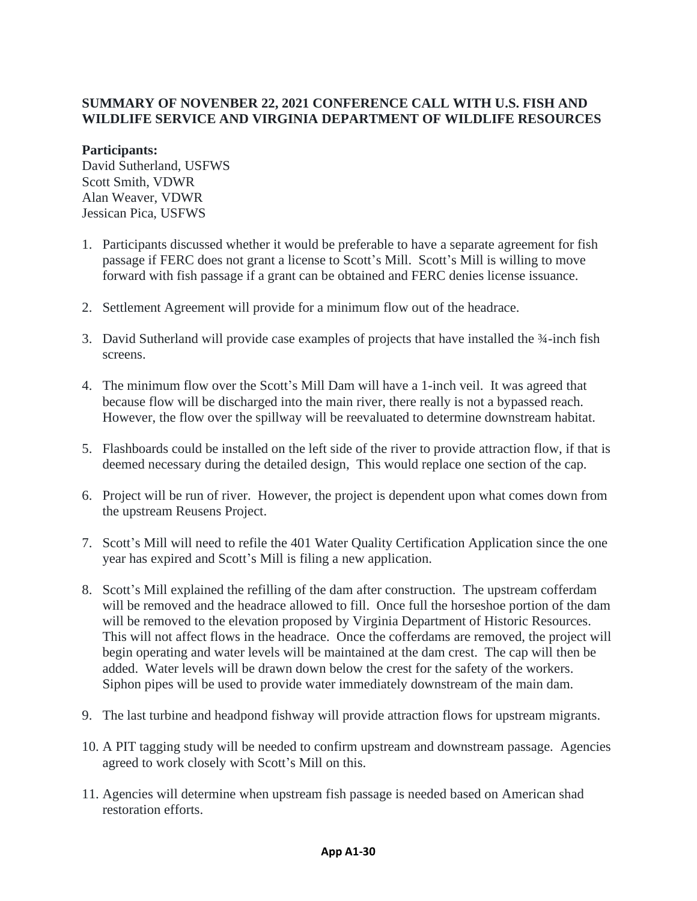**SUMMARY OF NOVENBER 22, 2021 CONFERENCE CALL WITH U.S. FISH AND WILDLIFE SERVICE AND VIRGINIA DEPARTMENT OF WILDLIFE RESOURCES**

**Participants:**
David Sutherland, USFWS
Scott Smith, VDWR
Alan Weaver, VDWR
Jessican Pica, USFWS

1. Participants discussed whether it would be preferable to have a separate agreement for fish passage if FERC does not grant a license to Scott's Mill. Scott's Mill is willing to move forward with fish passage if a grant can be obtained and FERC denies license issuance.

2. Settlement Agreement will provide for a minimum flow out of the headrace.

3. David Sutherland will provide case examples of projects that have installed the ¾-inch fish screens.

4. The minimum flow over the Scott's Mill Dam will have a 1-inch veil. It was agreed that because flow will be discharged into the main river, there really is not a bypassed reach. However, the flow over the spillway will be reevaluated to determine downstream habitat.

5. Flashboards could be installed on the left side of the river to provide attraction flow, if that is deemed necessary during the detailed design, This would replace one section of the cap.

6. Project will be run of river. However, the project is dependent upon what comes down from the upstream Reusens Project.

7. Scott's Mill will need to refile the 401 Water Quality Certification Application since the one year has expired and Scott's Mill is filing a new application.

8. Scott's Mill explained the refilling of the dam after construction. The upstream cofferdam will be removed and the headrace allowed to fill. Once full the horseshoe portion of the dam will be removed to the elevation proposed by Virginia Department of Historic Resources. This will not affect flows in the headrace. Once the cofferdams are removed, the project will begin operating and water levels will be maintained at the dam crest. The cap will then be added. Water levels will be drawn down below the crest for the safety of the workers. Siphon pipes will be used to provide water immediately downstream of the main dam.

9. The last turbine and headpond fishway will provide attraction flows for upstream migrants.

10. A PIT tagging study will be needed to confirm upstream and downstream passage. Agencies agreed to work closely with Scott's Mill on this.

11. Agencies will determine when upstream fish passage is needed based on American shad restoration efforts.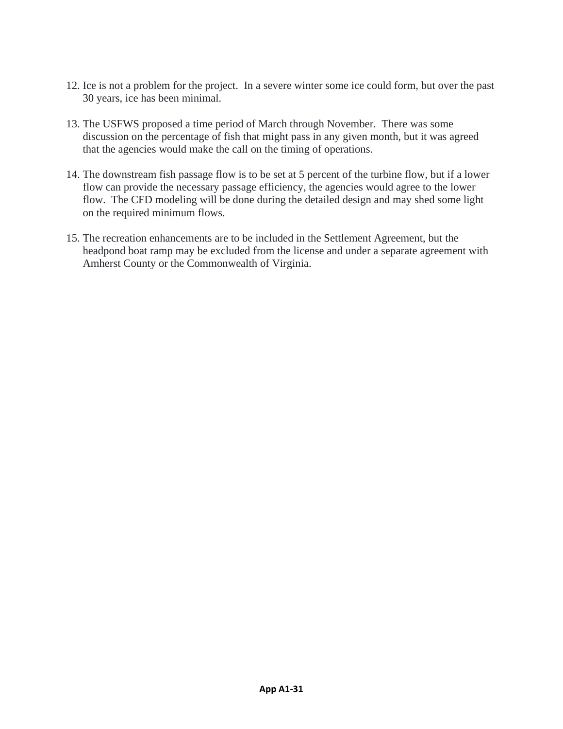12. Ice is not a problem for the project. In a severe winter some ice could form, but over the past 30 years, ice has been minimal.

13. The USFWS proposed a time period of March through November. There was some discussion on the percentage of fish that might pass in any given month, but it was agreed that the agencies would make the call on the timing of operations.

14. The downstream fish passage flow is to be set at 5 percent of the turbine flow, but if a lower flow can provide the necessary passage efficiency, the agencies would agree to the lower flow. The CFD modeling will be done during the detailed design and may shed some light on the required minimum flows.

15. The recreation enhancements are to be included in the Settlement Agreement, but the headpond boat ramp may be excluded from the license and under a separate agreement with Amherst County or the Commonwealth of Virginia.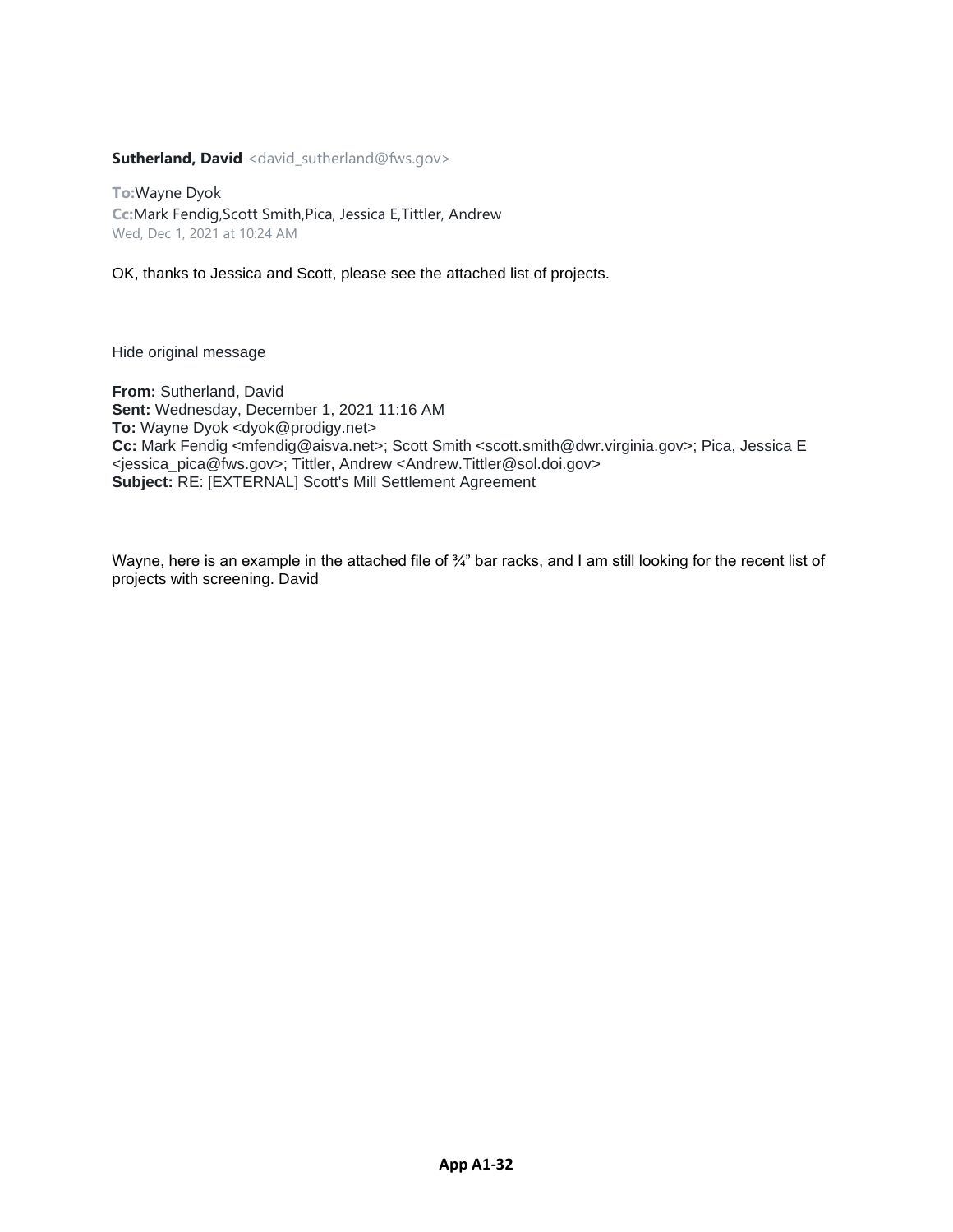**Sutherland, David** <david_sutherland@fws.gov>

**To:** Wayne Dyok
**Cc:** Mark Fendig,Scott Smith,Pica, Jessica E,Tittler, Andrew
Wed, Dec 1, 2021 at 10:24 AM

OK, thanks to Jessica and Scott, please see the attached list of projects.

Hide original message

**From:** Sutherland, David
**Sent:** Wednesday, December 1, 2021 11:16 AM
**To:** Wayne Dyok <dyok@prodigy.net>
**Cc:** Mark Fendig <mfendig@aisva.net>; Scott Smith <scott.smith@dwr.virginia.gov>; Pica, Jessica E <jessica_pica@fws.gov>; Tittler, Andrew <Andrew.Tittler@sol.doi.gov>
**Subject:** RE: [EXTERNAL] Scott's Mill Settlement Agreement

Wayne, here is an example in the attached file of ¾" bar racks, and I am still looking for the recent list of projects with screening. David

**App A1-32**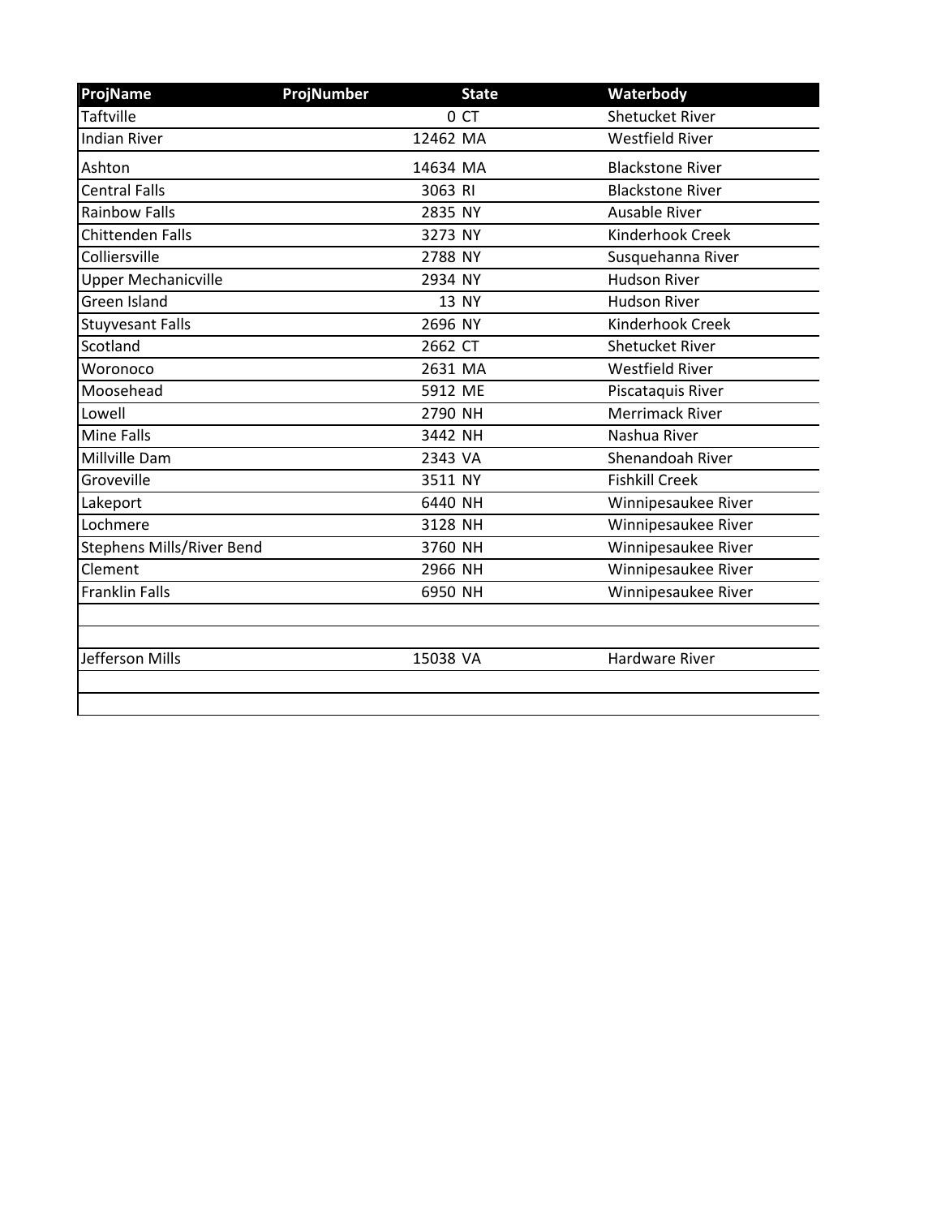| ProjName | ProjNumber | State | Waterbody |
|---|---|---|---|
| Taftville | 0 | CT | Shetucket River |
| Indian River | 12462 | MA | Westfield River |
| Ashton | 14634 | MA | Blackstone River |
| Central Falls | 3063 | RI | Blackstone River |
| Rainbow Falls | 2835 | NY | Ausable River |
| Chittenden Falls | 3273 | NY | Kinderhook Creek |
| Colliersville | 2788 | NY | Susquehanna River |
| Upper Mechanicville | 2934 | NY | Hudson River |
| Green Island | 13 | NY | Hudson River |
| Stuyvesant Falls | 2696 | NY | Kinderhook Creek |
| Scotland | 2662 | CT | Shetucket River |
| Woronoco | 2631 | MA | Westfield River |
| Moosehead | 5912 | ME | Piscataquis River |
| Lowell | 2790 | NH | Merrimack River |
| Mine Falls | 3442 | NH | Nashua River |
| Millville Dam | 2343 | VA | Shenandoah River |
| Groveville | 3511 | NY | Fishkill Creek |
| Lakeport | 6440 | NH | Winnipesaukee River |
| Lochmere | 3128 | NH | Winnipesaukee River |
| Stephens Mills/River Bend | 3760 | NH | Winnipesaukee River |
| Clement | 2966 | NH | Winnipesaukee River |
| Franklin Falls | 6950 | NH | Winnipesaukee River |
| | | | |
| | | | |
| Jefferson Mills | 15038 | VA | Hardware River |
| | | | |
| | | | |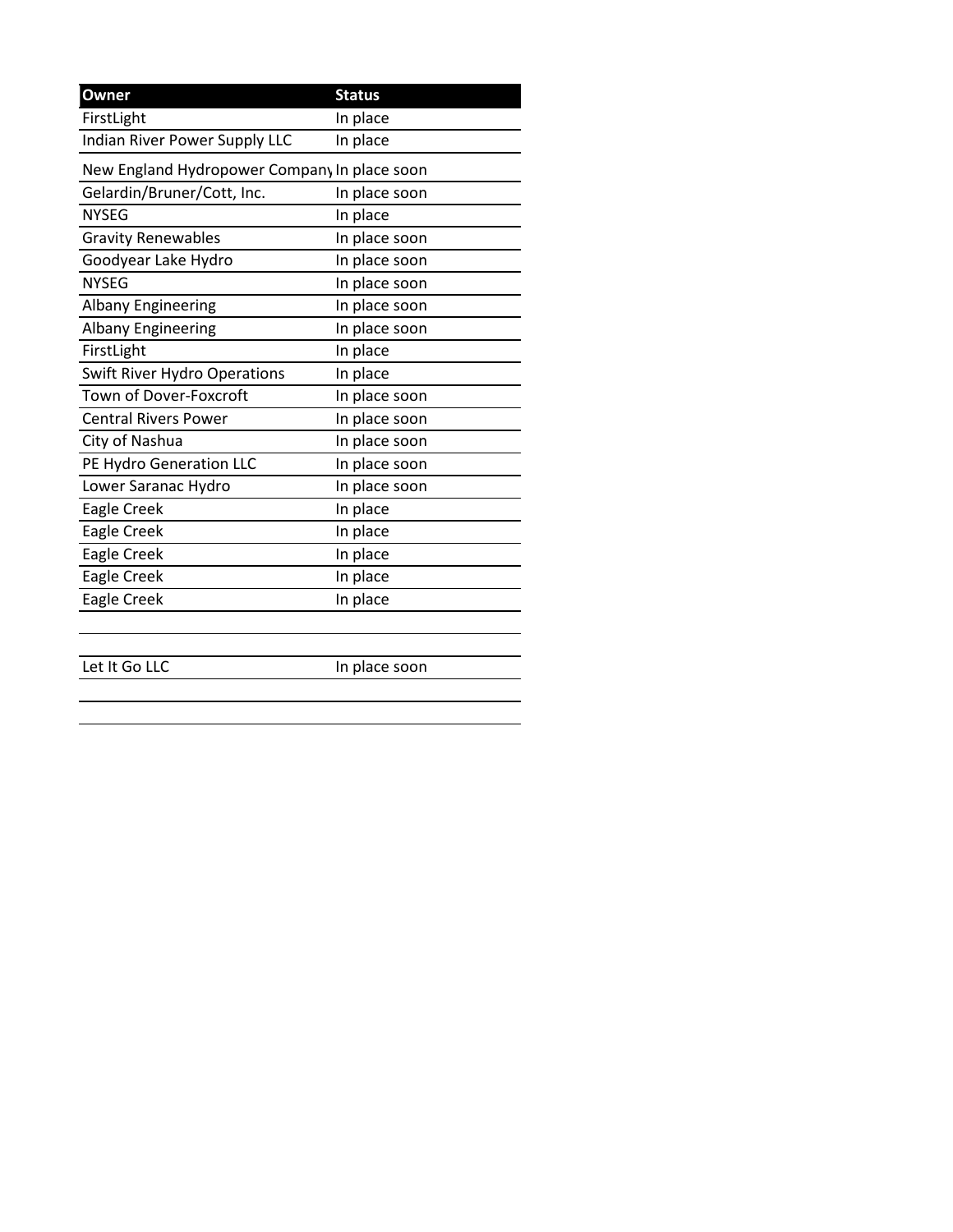| Owner | Status |
| --- | --- |
| FirstLight | In place |
| Indian River Power Supply LLC | In place |
| New England Hydropower Company | In place soon |
| Gelardin/Bruner/Cott, Inc. | In place soon |
| NYSEG | In place |
| Gravity Renewables | In place soon |
| Goodyear Lake Hydro | In place soon |
| NYSEG | In place soon |
| Albany Engineering | In place soon |
| Albany Engineering | In place soon |
| FirstLight | In place |
| Swift River Hydro Operations | In place |
| Town of Dover-Foxcroft | In place soon |
| Central Rivers Power | In place soon |
| City of Nashua | In place soon |
| PE Hydro Generation LLC | In place soon |
| Lower Saranac Hydro | In place soon |
| Eagle Creek | In place |
| Eagle Creek | In place |
| Eagle Creek | In place |
| Eagle Creek | In place |
| Eagle Creek | In place |
| | |
| Let It Go LLC | In place soon |
| | |
| | |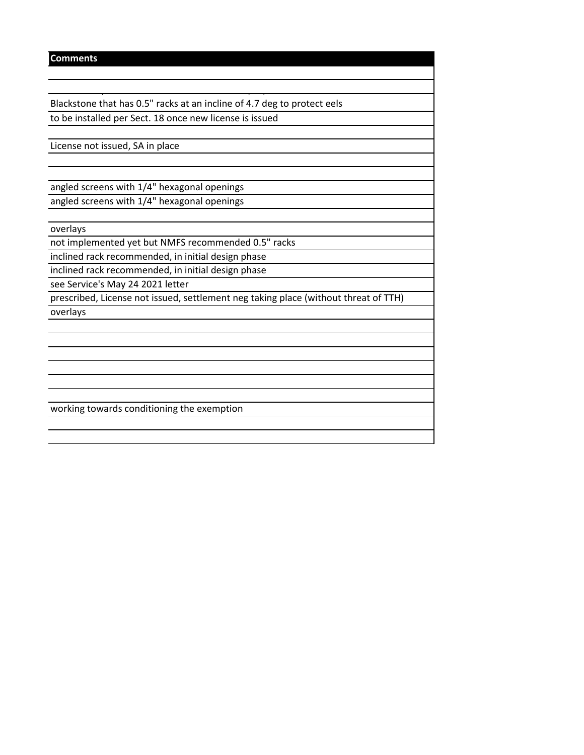| Comments |
| --- |
| |
| |
| Blackstone that has 0.5" racks at an incline of 4.7 deg to protect eels |
| to be installed per Sect. 18 once new license is issued |
| |
| License not issued, SA in place |
| |
| |
| angled screens with 1/4" hexagonal openings |
| angled screens with 1/4" hexagonal openings |
| |
| overlays |
| not implemented yet but NMFS recommended 0.5" racks |
| inclined rack recommended, in initial design phase |
| inclined rack recommended, in initial design phase |
| see Service's May 24 2021 letter |
| prescribed, License not issued, settlement neg taking place (without threat of TTH) |
| overlays |
| |
| |
| |
| |
| |
| |
| working towards conditioning the exemption |
| |
| |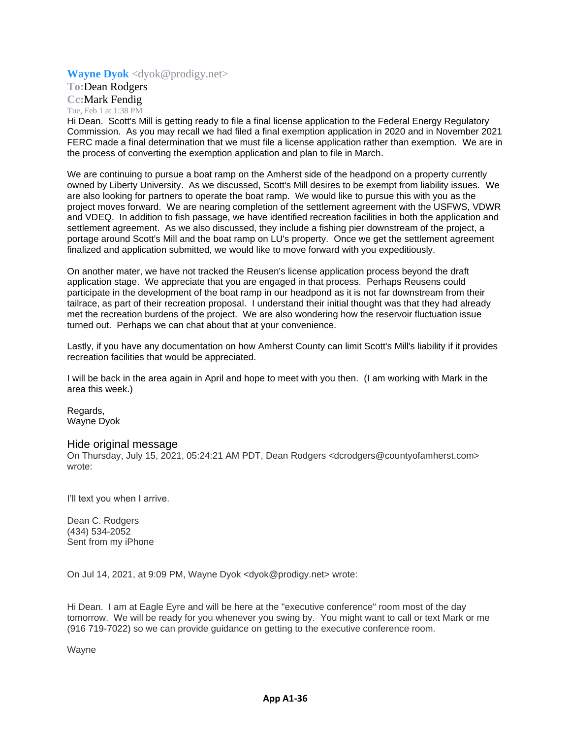**Wayne Dyok** <dyok@prodigy.net>

**To:** Dean Rodgers

**Cc:** Mark Fendig

Tue, Feb 1 at 1:38 PM

Hi Dean. Scott's Mill is getting ready to file a final license application to the Federal Energy Regulatory Commission. As you may recall we had filed a final exemption application in 2020 and in November 2021 FERC made a final determination that we must file a license application rather than exemption. We are in the process of converting the exemption application and plan to file in March.

We are continuing to pursue a boat ramp on the Amherst side of the headpond on a property currently owned by Liberty University. As we discussed, Scott's Mill desires to be exempt from liability issues. We are also looking for partners to operate the boat ramp. We would like to pursue this with you as the project moves forward. We are nearing completion of the settlement agreement with the USFWS, VDWR and VDEQ. In addition to fish passage, we have identified recreation facilities in both the application and settlement agreement. As we also discussed, they include a fishing pier downstream of the project, a portage around Scott's Mill and the boat ramp on LU's property. Once we get the settlement agreement finalized and application submitted, we would like to move forward with you expeditiously.

On another mater, we have not tracked the Reusen's license application process beyond the draft application stage. We appreciate that you are engaged in that process. Perhaps Reusens could participate in the development of the boat ramp in our headpond as it is not far downstream from their tailrace, as part of their recreation proposal. I understand their initial thought was that they had already met the recreation burdens of the project. We are also wondering how the reservoir fluctuation issue turned out. Perhaps we can chat about that at your convenience.

Lastly, if you have any documentation on how Amherst County can limit Scott's Mill's liability if it provides recreation facilities that would be appreciated.

I will be back in the area again in April and hope to meet with you then. (I am working with Mark in the area this week.)

Regards,
Wayne Dyok

Hide original message

On Thursday, July 15, 2021, 05:24:21 AM PDT, Dean Rodgers <dcrodgers@countyofamherst.com> wrote:

I'll text you when I arrive.

Dean C. Rodgers
(434) 534-2052
Sent from my iPhone

On Jul 14, 2021, at 9:09 PM, Wayne Dyok <dyok@prodigy.net> wrote:

Hi Dean. I am at Eagle Eyre and will be here at the "executive conference" room most of the day tomorrow. We will be ready for you whenever you swing by. You might want to call or text Mark or me (916 719-7022) so we can provide guidance on getting to the executive conference room.

Wayne

**App A1-36**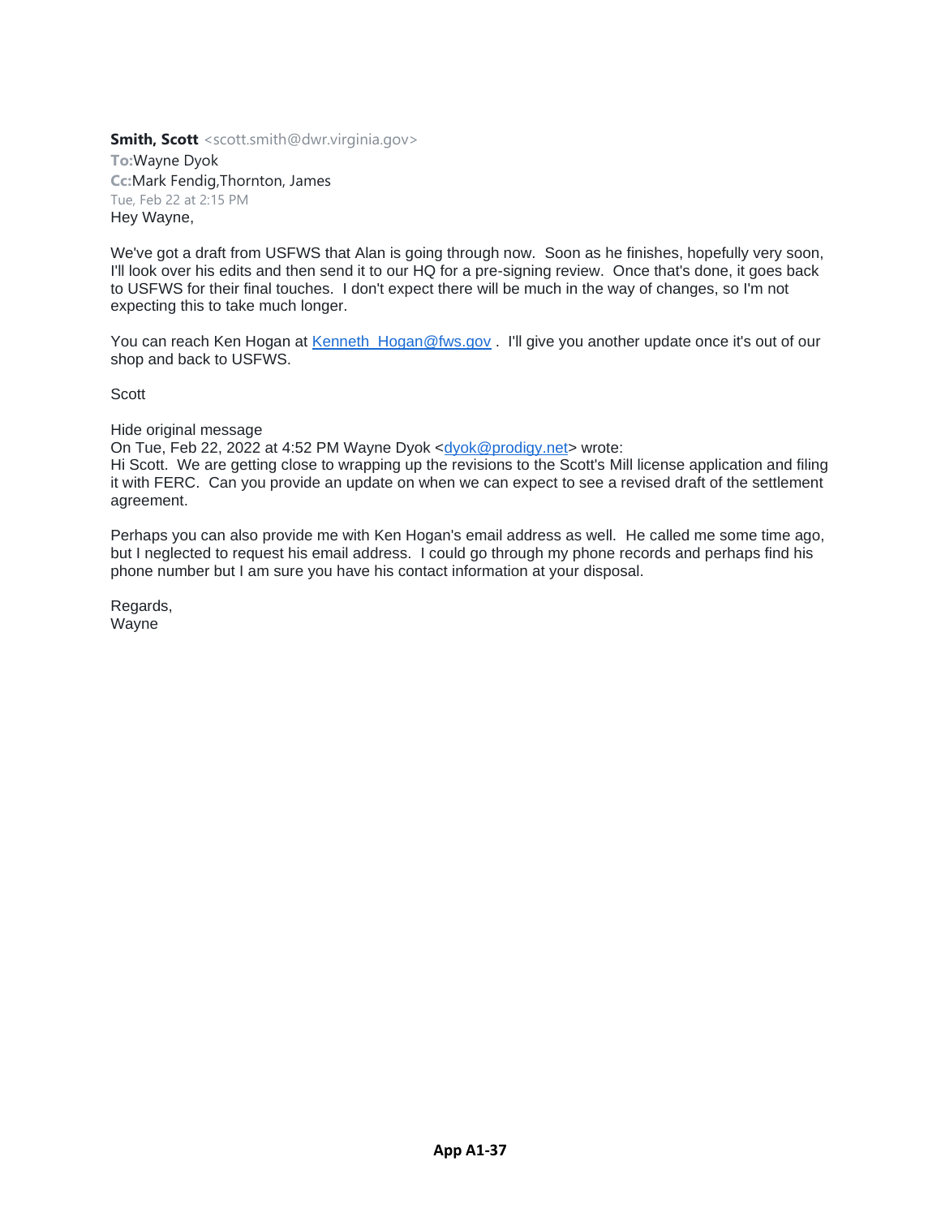**Smith, Scott** <scott.smith@dwr.virginia.gov>
**To:** Wayne Dyok
**Cc:** Mark Fendig, Thornton, James
Tue, Feb 22 at 2:15 PM

Hey Wayne,

We've got a draft from USFWS that Alan is going through now. Soon as he finishes, hopefully very soon, I'll look over his edits and then send it to our HQ for a pre-signing review. Once that's done, it goes back to USFWS for their final touches. I don't expect there will be much in the way of changes, so I'm not expecting this to take much longer.

You can reach Ken Hogan at [Kenneth_Hogan@fws.gov](mailto:Kenneth_Hogan@fws.gov) . I'll give you another update once it's out of our shop and back to USFWS.

Scott

Hide original message

On Tue, Feb 22, 2022 at 4:52 PM Wayne Dyok <[dyok@prodigy.net](mailto:dyok@prodigy.net)> wrote:

Hi Scott. We are getting close to wrapping up the revisions to the Scott's Mill license application and filing it with FERC. Can you provide an update on when we can expect to see a revised draft of the settlement agreement.

Perhaps you can also provide me with Ken Hogan's email address as well. He called me some time ago, but I neglected to request his email address. I could go through my phone records and perhaps find his phone number but I am sure you have his contact information at your disposal.

Regards,
Wayne

**App A1-37**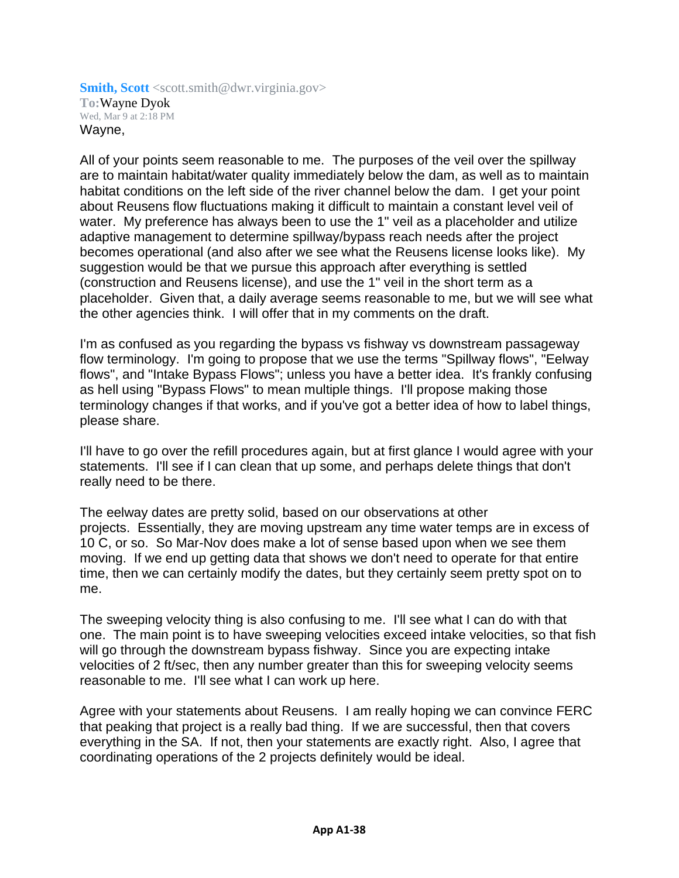**Smith, Scott** <scott.smith@dwr.virginia.gov>
**To:** Wayne Dyok
Wed, Mar 9 at 2:18 PM

Wayne,

All of your points seem reasonable to me. The purposes of the veil over the spillway are to maintain habitat/water quality immediately below the dam, as well as to maintain habitat conditions on the left side of the river channel below the dam. I get your point about Reusens flow fluctuations making it difficult to maintain a constant level veil of water. My preference has always been to use the 1" veil as a placeholder and utilize adaptive management to determine spillway/bypass reach needs after the project becomes operational (and also after we see what the Reusens license looks like). My suggestion would be that we pursue this approach after everything is settled (construction and Reusens license), and use the 1" veil in the short term as a placeholder. Given that, a daily average seems reasonable to me, but we will see what the other agencies think. I will offer that in my comments on the draft.

I'm as confused as you regarding the bypass vs fishway vs downstream passageway flow terminology. I'm going to propose that we use the terms "Spillway flows", "Eelway flows", and "Intake Bypass Flows"; unless you have a better idea. It's frankly confusing as hell using "Bypass Flows" to mean multiple things. I'll propose making those terminology changes if that works, and if you've got a better idea of how to label things, please share.

I'll have to go over the refill procedures again, but at first glance I would agree with your statements. I'll see if I can clean that up some, and perhaps delete things that don't really need to be there.

The eelway dates are pretty solid, based on our observations at other projects. Essentially, they are moving upstream any time water temps are in excess of 10 C, or so. So Mar-Nov does make a lot of sense based upon when we see them moving. If we end up getting data that shows we don't need to operate for that entire time, then we can certainly modify the dates, but they certainly seem pretty spot on to me.

The sweeping velocity thing is also confusing to me. I'll see what I can do with that one. The main point is to have sweeping velocities exceed intake velocities, so that fish will go through the downstream bypass fishway. Since you are expecting intake velocities of 2 ft/sec, then any number greater than this for sweeping velocity seems reasonable to me. I'll see what I can work up here.

Agree with your statements about Reusens. I am really hoping we can convince FERC that peaking that project is a really bad thing. If we are successful, then that covers everything in the SA. If not, then your statements are exactly right. Also, I agree that coordinating operations of the 2 projects definitely would be ideal.

**App A1-38**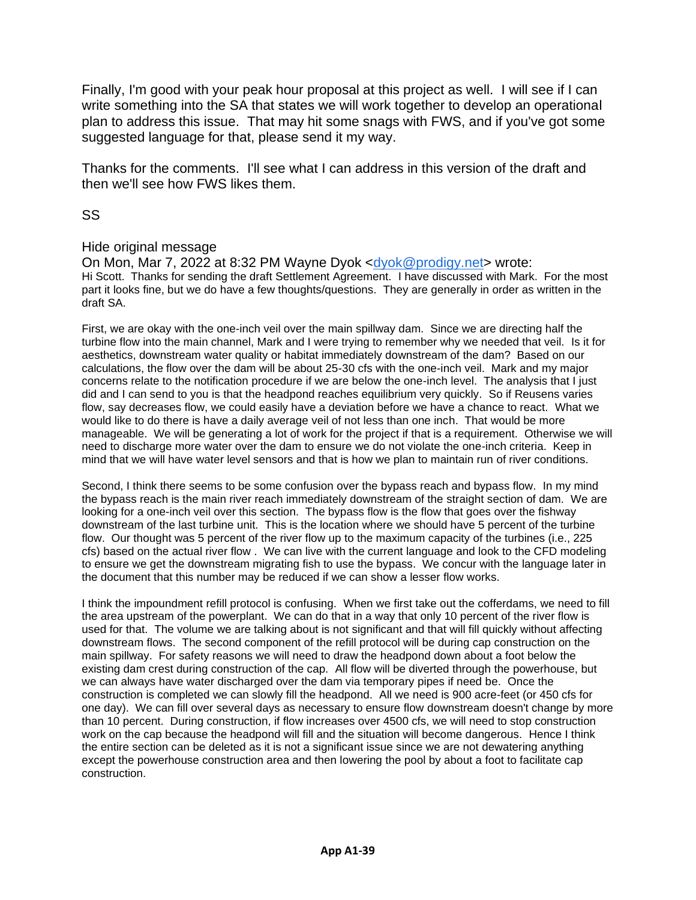Finally, I'm good with your peak hour proposal at this project as well. I will see if I can write something into the SA that states we will work together to develop an operational plan to address this issue. That may hit some snags with FWS, and if you've got some suggested language for that, please send it my way.

Thanks for the comments. I'll see what I can address in this version of the draft and then we'll see how FWS likes them.

SS

Hide original message

On Mon, Mar 7, 2022 at 8:32 PM Wayne Dyok <dyok@prodigy.net> wrote:

Hi Scott. Thanks for sending the draft Settlement Agreement. I have discussed with Mark. For the most part it looks fine, but we do have a few thoughts/questions. They are generally in order as written in the draft SA.

First, we are okay with the one-inch veil over the main spillway dam. Since we are directing half the turbine flow into the main channel, Mark and I were trying to remember why we needed that veil. Is it for aesthetics, downstream water quality or habitat immediately downstream of the dam? Based on our calculations, the flow over the dam will be about 25-30 cfs with the one-inch veil. Mark and my major concerns relate to the notification procedure if we are below the one-inch level. The analysis that I just did and I can send to you is that the headpond reaches equilibrium very quickly. So if Reusens varies flow, say decreases flow, we could easily have a deviation before we have a chance to react. What we would like to do there is have a daily average veil of not less than one inch. That would be more manageable. We will be generating a lot of work for the project if that is a requirement. Otherwise we will need to discharge more water over the dam to ensure we do not violate the one-inch criteria. Keep in mind that we will have water level sensors and that is how we plan to maintain run of river conditions.

Second, I think there seems to be some confusion over the bypass reach and bypass flow. In my mind the bypass reach is the main river reach immediately downstream of the straight section of dam. We are looking for a one-inch veil over this section. The bypass flow is the flow that goes over the fishway downstream of the last turbine unit. This is the location where we should have 5 percent of the turbine flow. Our thought was 5 percent of the river flow up to the maximum capacity of the turbines (i.e., 225 cfs) based on the actual river flow . We can live with the current language and look to the CFD modeling to ensure we get the downstream migrating fish to use the bypass. We concur with the language later in the document that this number may be reduced if we can show a lesser flow works.

I think the impoundment refill protocol is confusing. When we first take out the cofferdams, we need to fill the area upstream of the powerplant. We can do that in a way that only 10 percent of the river flow is used for that. The volume we are talking about is not significant and that will fill quickly without affecting downstream flows. The second component of the refill protocol will be during cap construction on the main spillway. For safety reasons we will need to draw the headpond down about a foot below the existing dam crest during construction of the cap. All flow will be diverted through the powerhouse, but we can always have water discharged over the dam via temporary pipes if need be. Once the construction is completed we can slowly fill the headpond. All we need is 900 acre-feet (or 450 cfs for one day). We can fill over several days as necessary to ensure flow downstream doesn't change by more than 10 percent. During construction, if flow increases over 4500 cfs, we will need to stop construction work on the cap because the headpond will fill and the situation will become dangerous. Hence I think the entire section can be deleted as it is not a significant issue since we are not dewatering anything except the powerhouse construction area and then lowering the pool by about a foot to facilitate cap construction.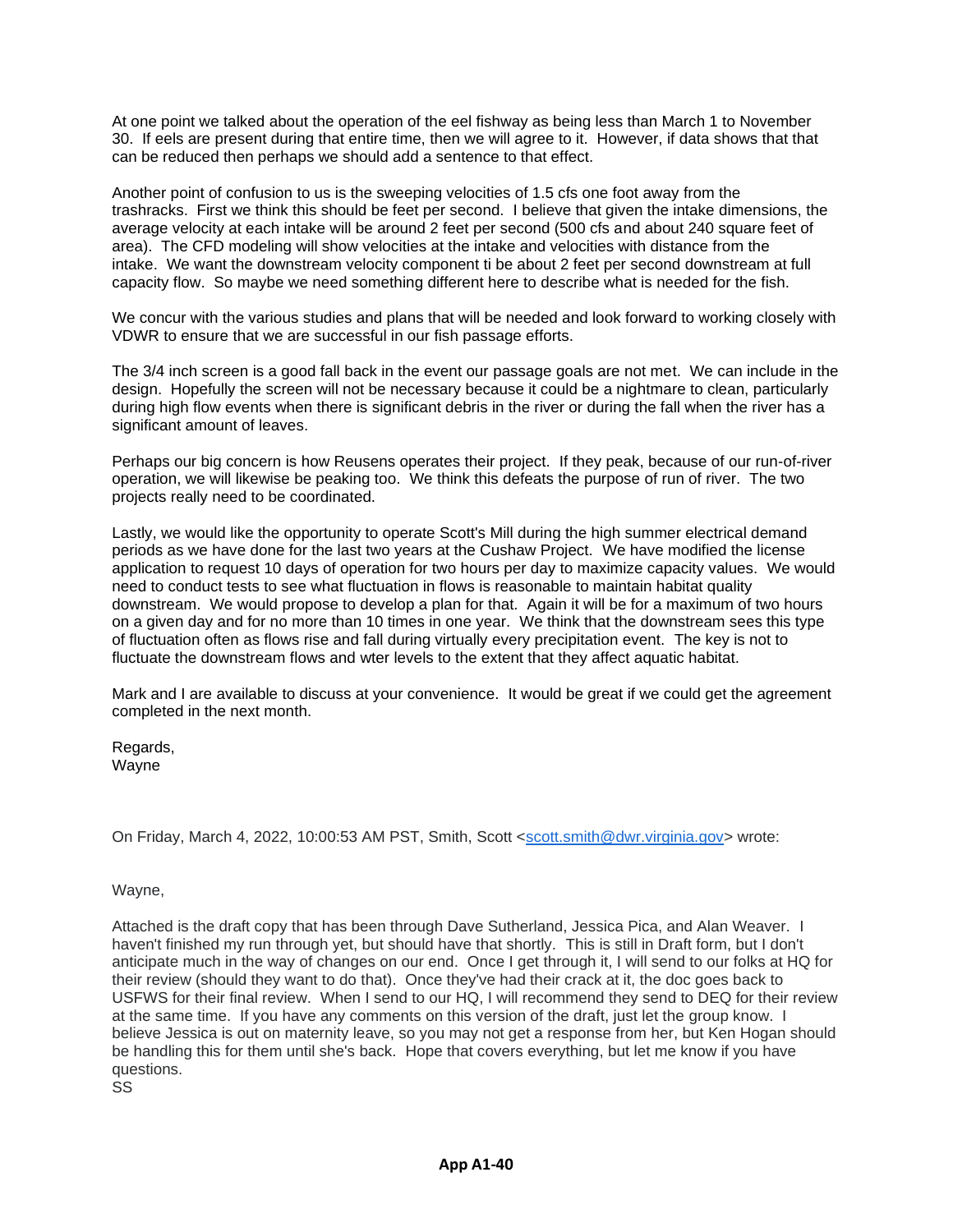At one point we talked about the operation of the eel fishway as being less than March 1 to November 30. If eels are present during that entire time, then we will agree to it. However, if data shows that that can be reduced then perhaps we should add a sentence to that effect.

Another point of confusion to us is the sweeping velocities of 1.5 cfs one foot away from the trashracks. First we think this should be feet per second. I believe that given the intake dimensions, the average velocity at each intake will be around 2 feet per second (500 cfs and about 240 square feet of area). The CFD modeling will show velocities at the intake and velocities with distance from the intake. We want the downstream velocity component ti be about 2 feet per second downstream at full capacity flow. So maybe we need something different here to describe what is needed for the fish.

We concur with the various studies and plans that will be needed and look forward to working closely with VDWR to ensure that we are successful in our fish passage efforts.

The 3/4 inch screen is a good fall back in the event our passage goals are not met. We can include in the design. Hopefully the screen will not be necessary because it could be a nightmare to clean, particularly during high flow events when there is significant debris in the river or during the fall when the river has a significant amount of leaves.

Perhaps our big concern is how Reusens operates their project. If they peak, because of our run-of-river operation, we will likewise be peaking too. We think this defeats the purpose of run of river. The two projects really need to be coordinated.

Lastly, we would like the opportunity to operate Scott's Mill during the high summer electrical demand periods as we have done for the last two years at the Cushaw Project. We have modified the license application to request 10 days of operation for two hours per day to maximize capacity values. We would need to conduct tests to see what fluctuation in flows is reasonable to maintain habitat quality downstream. We would propose to develop a plan for that. Again it will be for a maximum of two hours on a given day and for no more than 10 times in one year. We think that the downstream sees this type of fluctuation often as flows rise and fall during virtually every precipitation event. The key is not to fluctuate the downstream flows and wter levels to the extent that they affect aquatic habitat.

Mark and I are available to discuss at your convenience. It would be great if we could get the agreement completed in the next month.

Regards,
Wayne

On Friday, March 4, 2022, 10:00:53 AM PST, Smith, Scott <scott.smith@dwr.virginia.gov> wrote:

Wayne,

Attached is the draft copy that has been through Dave Sutherland, Jessica Pica, and Alan Weaver. I haven't finished my run through yet, but should have that shortly. This is still in Draft form, but I don't anticipate much in the way of changes on our end. Once I get through it, I will send to our folks at HQ for their review (should they want to do that). Once they've had their crack at it, the doc goes back to USFWS for their final review. When I send to our HQ, I will recommend they send to DEQ for their review at the same time. If you have any comments on this version of the draft, just let the group know. I believe Jessica is out on maternity leave, so you may not get a response from her, but Ken Hogan should be handling this for them until she's back. Hope that covers everything, but let me know if you have questions.
SS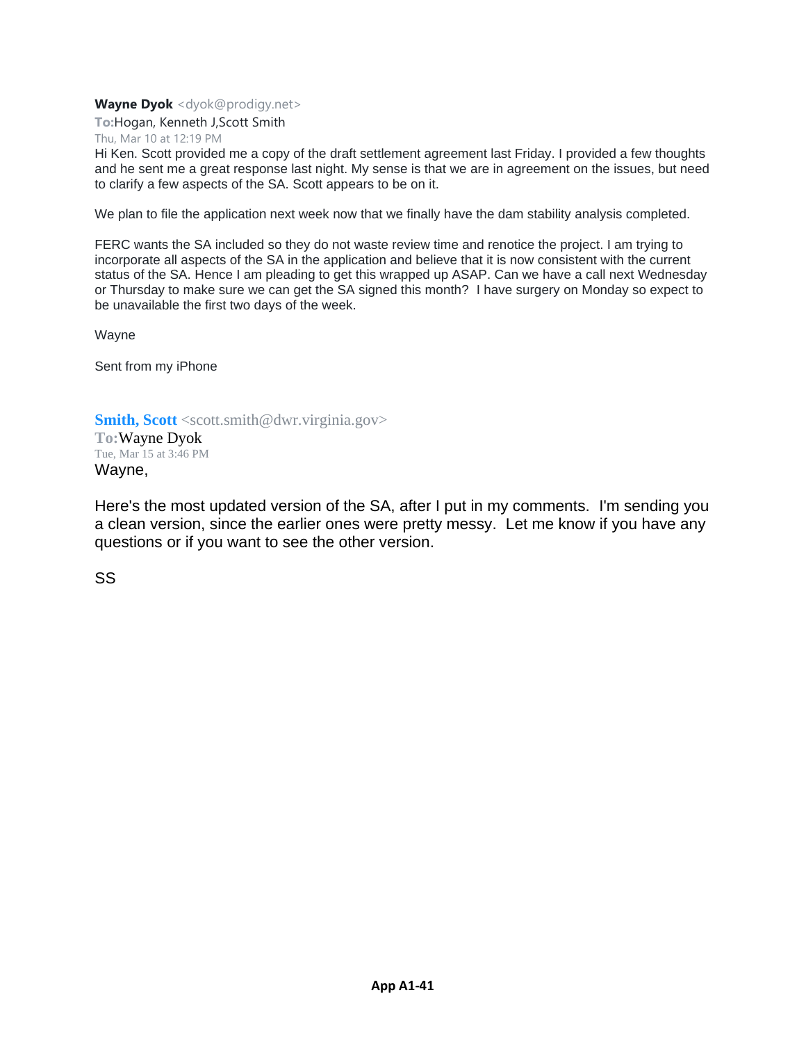**Wayne Dyok** <dyok@prodigy.net>

**To:** Hogan, Kenneth J,Scott Smith

Thu, Mar 10 at 12:19 PM

Hi Ken. Scott provided me a copy of the draft settlement agreement last Friday. I provided a few thoughts and he sent me a great response last night. My sense is that we are in agreement on the issues, but need to clarify a few aspects of the SA. Scott appears to be on it.

We plan to file the application next week now that we finally have the dam stability analysis completed.

FERC wants the SA included so they do not waste review time and renotice the project. I am trying to incorporate all aspects of the SA in the application and believe that it is now consistent with the current status of the SA. Hence I am pleading to get this wrapped up ASAP. Can we have a call next Wednesday or Thursday to make sure we can get the SA signed this month? I have surgery on Monday so expect to be unavailable the first two days of the week.

Wayne

Sent from my iPhone

**Smith, Scott** <scott.smith@dwr.virginia.gov>

**To:** Wayne Dyok

Tue, Mar 15 at 3:46 PM

Wayne,

Here's the most updated version of the SA, after I put in my comments. I'm sending you a clean version, since the earlier ones were pretty messy. Let me know if you have any questions or if you want to see the other version.

SS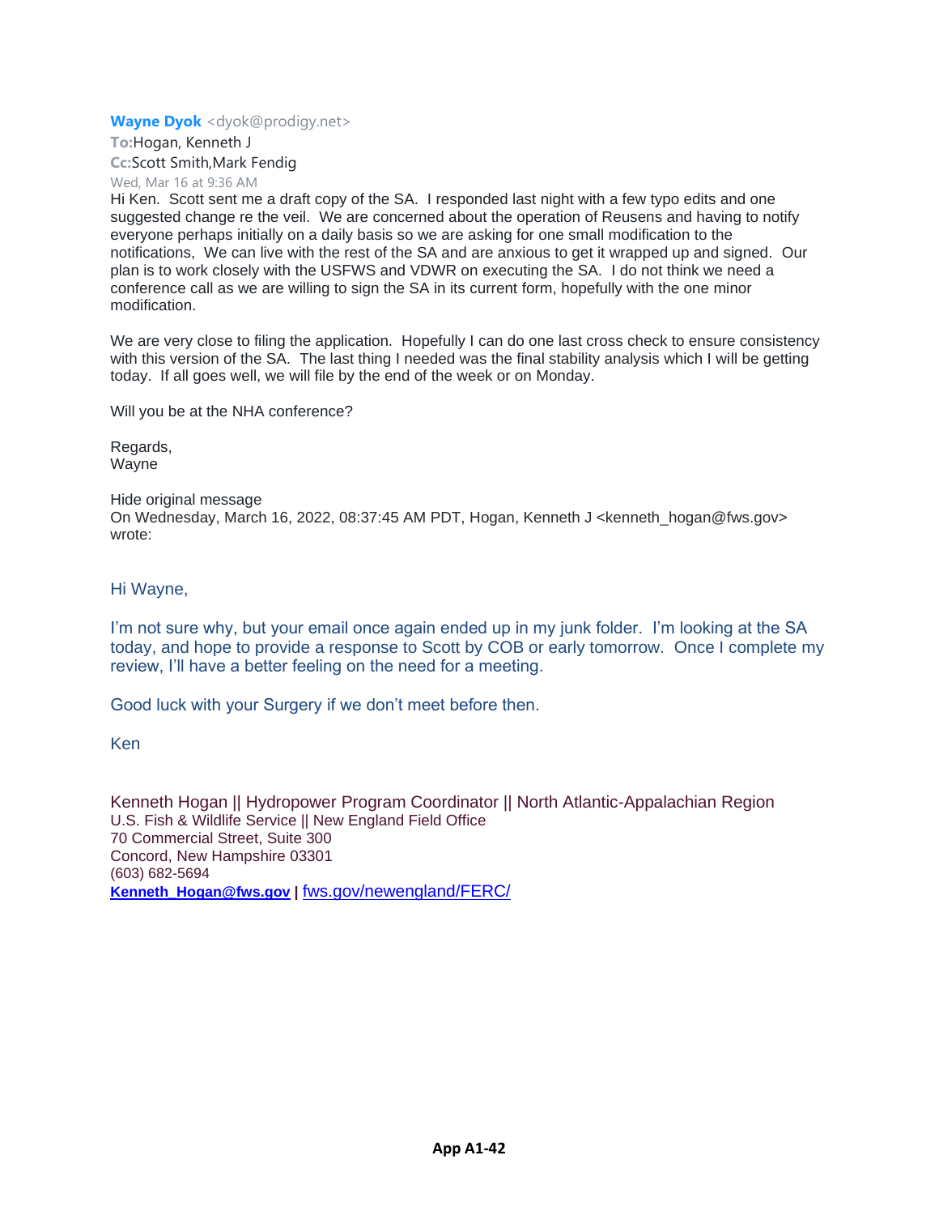**Wayne Dyok** <dyok@prodigy.net>

**To:** Hogan, Kenneth J

**Cc:** Scott Smith, Mark Fendig

Wed, Mar 16 at 9:36 AM

Hi Ken. Scott sent me a draft copy of the SA. I responded last night with a few typo edits and one suggested change re the veil. We are concerned about the operation of Reusens and having to notify everyone perhaps initially on a daily basis so we are asking for one small modification to the notifications, We can live with the rest of the SA and are anxious to get it wrapped up and signed. Our plan is to work closely with the USFWS and VDWR on executing the SA. I do not think we need a conference call as we are willing to sign the SA in its current form, hopefully with the one minor modification.

We are very close to filing the application. Hopefully I can do one last cross check to ensure consistency with this version of the SA. The last thing I needed was the final stability analysis which I will be getting today. If all goes well, we will file by the end of the week or on Monday.

Will you be at the NHA conference?

Regards,
Wayne

Hide original message

On Wednesday, March 16, 2022, 08:37:45 AM PDT, Hogan, Kenneth J <kenneth_hogan@fws.gov> wrote:

Hi Wayne,

I'm not sure why, but your email once again ended up in my junk folder. I'm looking at the SA today, and hope to provide a response to Scott by COB or early tomorrow. Once I complete my review, I'll have a better feeling on the need for a meeting.

Good luck with your Surgery if we don't meet before then.

Ken

Kenneth Hogan || Hydropower Program Coordinator || North Atlantic-Appalachian Region
U.S. Fish & Wildlife Service || New England Field Office
70 Commercial Street, Suite 300
Concord, New Hampshire 03301
(603) 682-5694
**Kenneth_Hogan@fws.gov** | fws.gov/newengland/FERC/

**App A1-42**